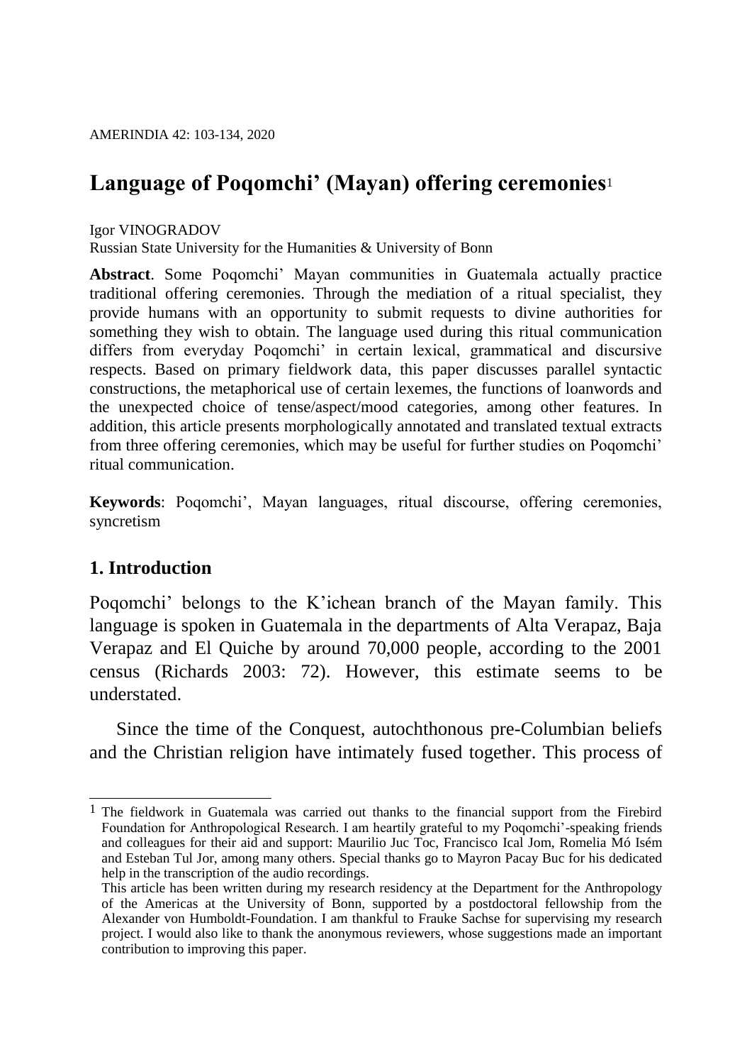# Language of Poqomchi' (Mayan) offering ceremonies[1]

Igor VINOGRADOV
Russian State University for the Humanities & University of Bonn

**Abstract**. Some Poqomchi' Mayan communities in Guatemala actually practice traditional offering ceremonies. Through the mediation of a ritual specialist, they provide humans with an opportunity to submit requests to divine authorities for something they wish to obtain. The language used during this ritual communication differs from everyday Poqomchi' in certain lexical, grammatical and discursive respects. Based on primary fieldwork data, this paper discusses parallel syntactic constructions, the metaphorical use of certain lexemes, the functions of loanwords and the unexpected choice of tense/aspect/mood categories, among other features. In addition, this article presents morphologically annotated and translated textual extracts from three offering ceremonies, which may be useful for further studies on Poqomchi' ritual communication.

**Keywords**: Poqomchi', Mayan languages, ritual discourse, offering ceremonies, syncretism

## 1. Introduction

Poqomchi' belongs to the K'ichean branch of the Mayan family. This language is spoken in Guatemala in the departments of Alta Verapaz, Baja Verapaz and El Quiche by around 70,000 people, according to the 2001 census (Richards 2003: 72). However, this estimate seems to be understated.

Since the time of the Conquest, autochthonous pre-Columbian beliefs and the Christian religion have intimately fused together. This process of

---

[1] The fieldwork in Guatemala was carried out thanks to the financial support from the Firebird Foundation for Anthropological Research. I am heartily grateful to my Poqomchi'-speaking friends and colleagues for their aid and support: Maurilio Juc Toc, Francisco Ical Jom, Romelia Mó Isém and Esteban Tul Jor, among many others. Special thanks go to Mayron Pacay Buc for his dedicated help in the transcription of the audio recordings.
This article has been written during my research residency at the Department for the Anthropology of the Americas at the University of Bonn, supported by a postdoctoral fellowship from the Alexander von Humboldt-Foundation. I am thankful to Frauke Sachse for supervising my research project. I would also like to thank the anonymous reviewers, whose suggestions made an important contribution to improving this paper.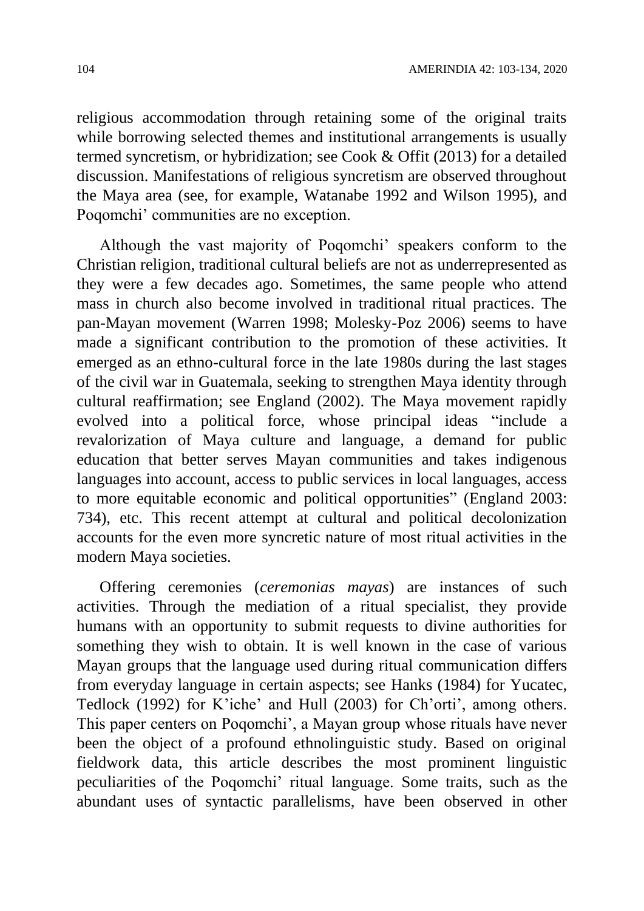religious accommodation through retaining some of the original traits while borrowing selected themes and institutional arrangements is usually termed syncretism, or hybridization; see Cook & Offit (2013) for a detailed discussion. Manifestations of religious syncretism are observed throughout the Maya area (see, for example, Watanabe 1992 and Wilson 1995), and Poqomchi' communities are no exception.

Although the vast majority of Poqomchi' speakers conform to the Christian religion, traditional cultural beliefs are not as underrepresented as they were a few decades ago. Sometimes, the same people who attend mass in church also become involved in traditional ritual practices. The pan-Mayan movement (Warren 1998; Molesky-Poz 2006) seems to have made a significant contribution to the promotion of these activities. It emerged as an ethno-cultural force in the late 1980s during the last stages of the civil war in Guatemala, seeking to strengthen Maya identity through cultural reaffirmation; see England (2002). The Maya movement rapidly evolved into a political force, whose principal ideas "include a revalorization of Maya culture and language, a demand for public education that better serves Mayan communities and takes indigenous languages into account, access to public services in local languages, access to more equitable economic and political opportunities" (England 2003: 734), etc. This recent attempt at cultural and political decolonization accounts for the even more syncretic nature of most ritual activities in the modern Maya societies.

Offering ceremonies (*ceremonias mayas*) are instances of such activities. Through the mediation of a ritual specialist, they provide humans with an opportunity to submit requests to divine authorities for something they wish to obtain. It is well known in the case of various Mayan groups that the language used during ritual communication differs from everyday language in certain aspects; see Hanks (1984) for Yucatec, Tedlock (1992) for K'iche' and Hull (2003) for Ch'orti', among others. This paper centers on Poqomchi', a Mayan group whose rituals have never been the object of a profound ethnolinguistic study. Based on original fieldwork data, this article describes the most prominent linguistic peculiarities of the Poqomchi' ritual language. Some traits, such as the abundant uses of syntactic parallelisms, have been observed in other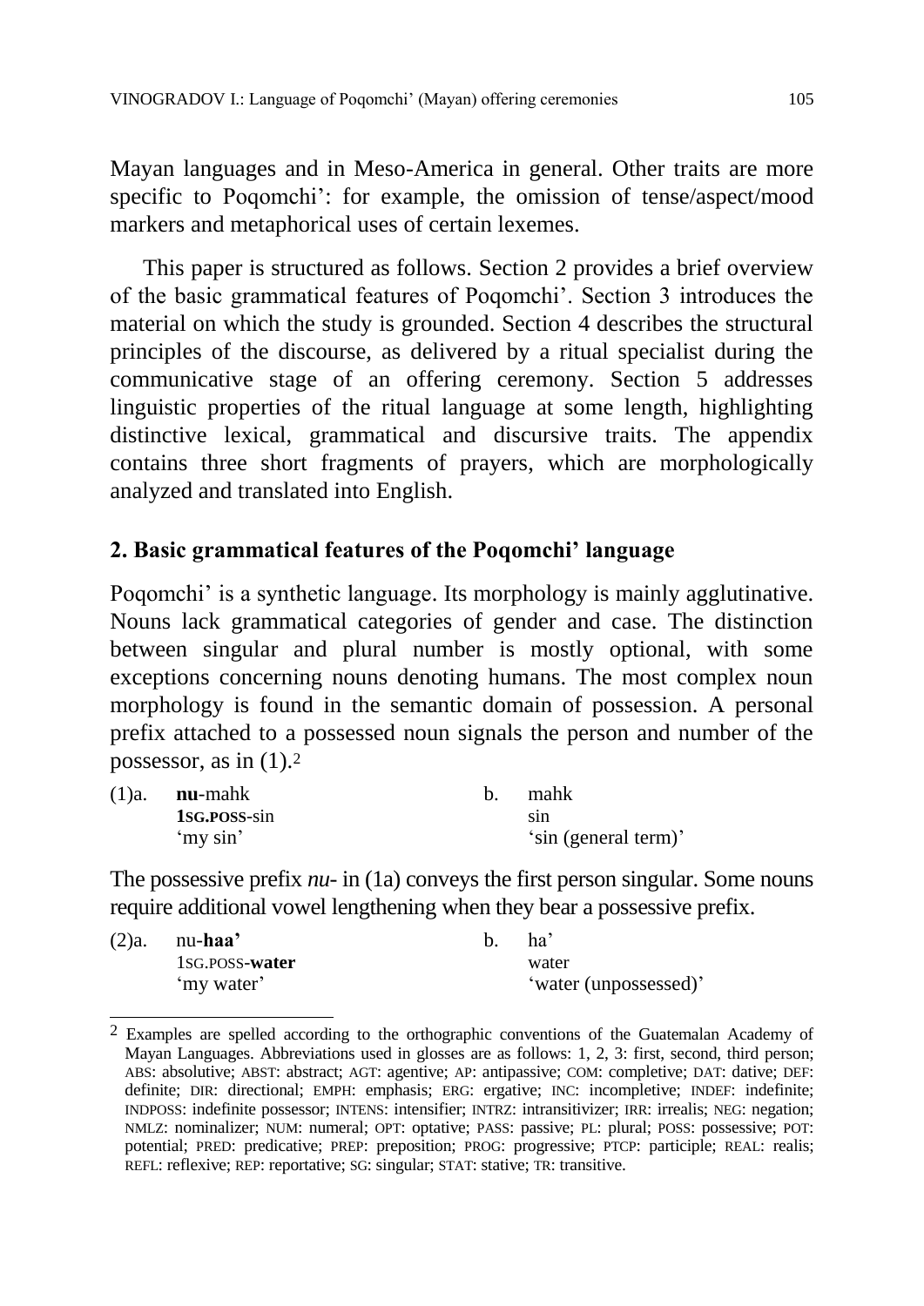Mayan languages and in Meso-America in general. Other traits are more specific to Poqomchi': for example, the omission of tense/aspect/mood markers and metaphorical uses of certain lexemes.

This paper is structured as follows. Section 2 provides a brief overview of the basic grammatical features of Poqomchi'. Section 3 introduces the material on which the study is grounded. Section 4 describes the structural principles of the discourse, as delivered by a ritual specialist during the communicative stage of an offering ceremony. Section 5 addresses linguistic properties of the ritual language at some length, highlighting distinctive lexical, grammatical and discursive traits. The appendix contains three short fragments of prayers, which are morphologically analyzed and translated into English.

## 2. Basic grammatical features of the Poqomchi' language

Poqomchi' is a synthetic language. Its morphology is mainly agglutinative. Nouns lack grammatical categories of gender and case. The distinction between singular and plural number is mostly optional, with some exceptions concerning nouns denoting humans. The most complex noun morphology is found in the semantic domain of possession. A personal prefix attached to a possessed noun signals the person and number of the possessor, as in (1).[2]

(1)a. **nu**-mahk
**1SG.POSS**-sin
'my sin'

b. mahk
sin
'sin (general term)'

The possessive prefix *nu-* in (1a) conveys the first person singular. Some nouns require additional vowel lengthening when they bear a possessive prefix.

(2)a. nu-**haa'**
1SG.POSS-**water**
'my water'

b. ha'
water
'water (unpossessed)'

[2] Examples are spelled according to the orthographic conventions of the Guatemalan Academy of Mayan Languages. Abbreviations used in glosses are as follows: 1, 2, 3: first, second, third person; ABS: absolutive; ABST: abstract; AGT: agentive; AP: antipassive; COM: completive; DAT: dative; DEF: definite; DIR: directional; EMPH: emphasis; ERG: ergative; INC: incompletive; INDEF: indefinite; INDPOSS: indefinite possessor; INTENS: intensifier; INTRZ: intransitivizer; IRR: irrealis; NEG: negation; NMLZ: nominalizer; NUM: numeral; OPT: optative; PASS: passive; PL: plural; POSS: possessive; POT: potential; PRED: predicative; PREP: preposition; PROG: progressive; PTCP: participle; REAL: realis; REFL: reflexive; REP: reportative; SG: singular; STAT: stative; TR: transitive.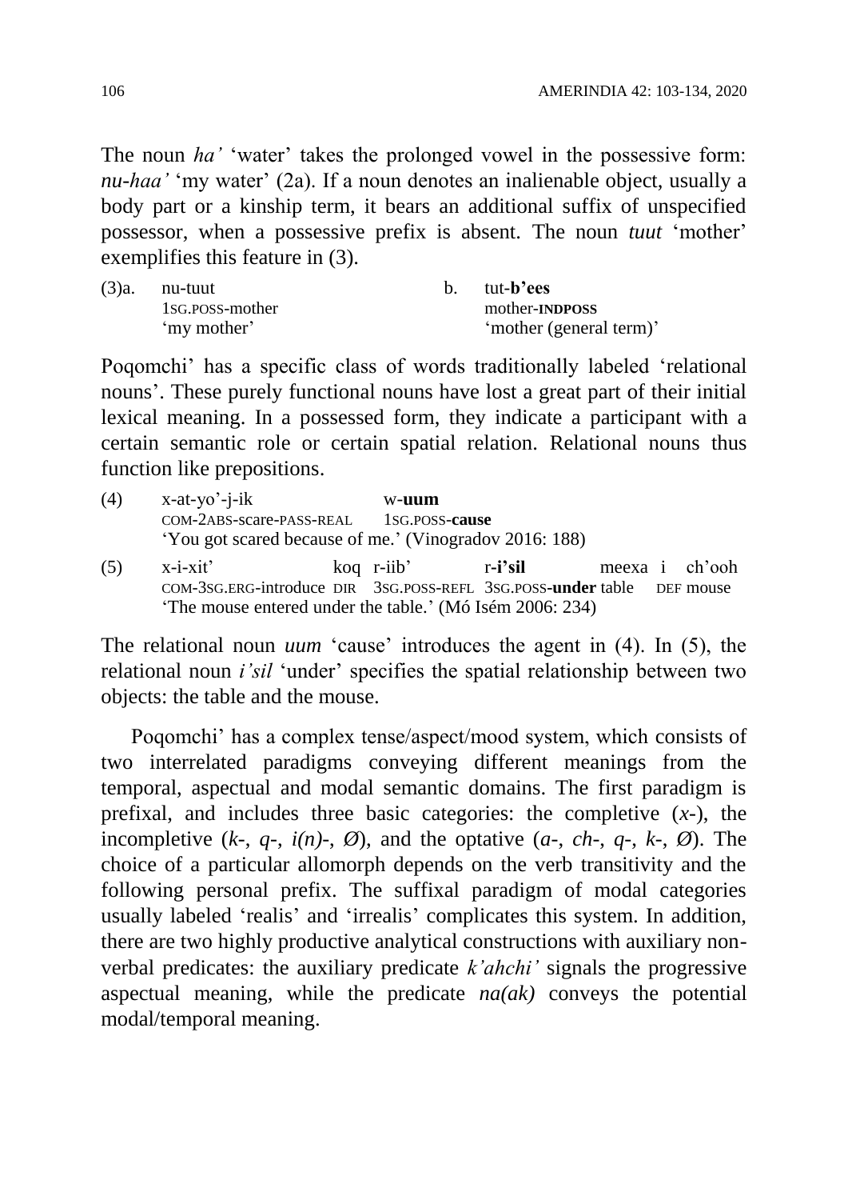The noun *ha'* 'water' takes the prolonged vowel in the possessive form: *nu-haa'* 'my water' (2a). If a noun denotes an inalienable object, usually a body part or a kinship term, it bears an additional suffix of unspecified possessor, when a possessive prefix is absent. The noun *tuut* 'mother' exemplifies this feature in (3).

(3)a. nu-tuut
1SG.POSS-mother
'my mother'

b. tut-**b'ees**
mother-**INDPOSS**
'mother (general term)'

Poqomchi' has a specific class of words traditionally labeled 'relational nouns'. These purely functional nouns have lost a great part of their initial lexical meaning. In a possessed form, they indicate a participant with a certain semantic role or certain spatial relation. Relational nouns thus function like prepositions.

(4) x-at-yo'-j-ik w-**uum**
COM-2ABS-scare-PASS-REAL 1SG.POSS-**cause**
'You got scared because of me.' (Vinogradov 2016: 188)

(5) x-i-xit' koq r-iib' r-**i'sil** meexa i ch'ooh
COM-3SG.ERG-introduce DIR 3SG.POSS-REFL 3SG.POSS-**under** table DEF mouse
'The mouse entered under the table.' (Mó Isém 2006: 234)

The relational noun *uum* 'cause' introduces the agent in (4). In (5), the relational noun *i'sil* 'under' specifies the spatial relationship between two objects: the table and the mouse.

Poqomchi' has a complex tense/aspect/mood system, which consists of two interrelated paradigms conveying different meanings from the temporal, aspectual and modal semantic domains. The first paradigm is prefixal, and includes three basic categories: the completive (*x-*), the incompletive (*k-*, *q-*, *i(n)-*, *Ø*), and the optative (*a-*, *ch-*, *q-*, *k-*, *Ø*). The choice of a particular allomorph depends on the verb transitivity and the following personal prefix. The suffixal paradigm of modal categories usually labeled 'realis' and 'irrealis' complicates this system. In addition, there are two highly productive analytical constructions with auxiliary non-verbal predicates: the auxiliary predicate *k'ahchi'* signals the progressive aspectual meaning, while the predicate *na(ak)* conveys the potential modal/temporal meaning.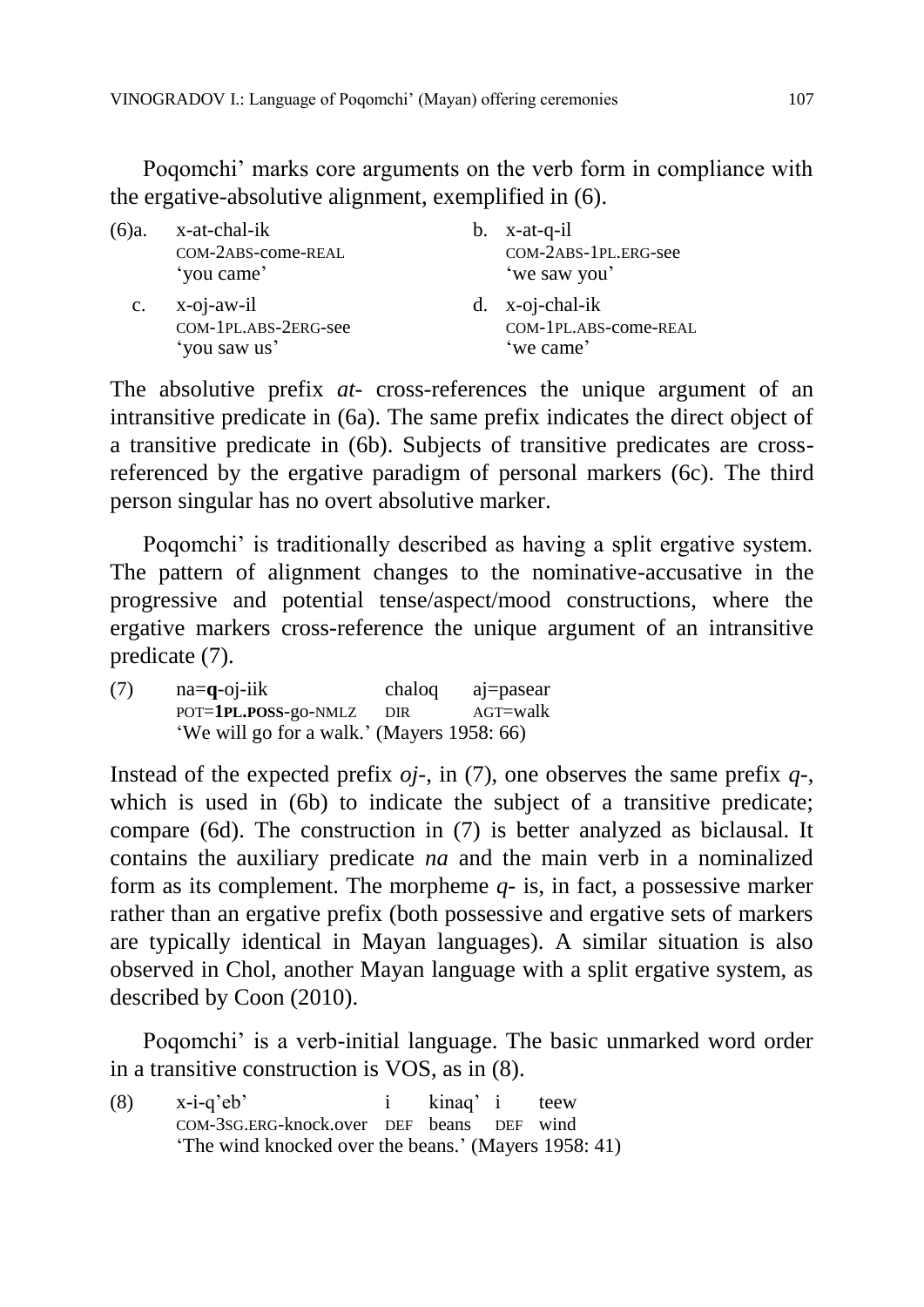Poqomchi' marks core arguments on the verb form in compliance with the ergative-absolutive alignment, exemplified in (6).

(6)a. x-at-chal-ik
COM-2ABS-come-REAL
'you came'

b. x-at-q-il
COM-2ABS-1PL.ERG-see
'we saw you'

c. x-oj-aw-il
COM-1PL.ABS-2ERG-see
'you saw us'

d. x-oj-chal-ik
COM-1PL.ABS-come-REAL
'we came'

The absolutive prefix *at-* cross-references the unique argument of an intransitive predicate in (6a). The same prefix indicates the direct object of a transitive predicate in (6b). Subjects of transitive predicates are cross-referenced by the ergative paradigm of personal markers (6c). The third person singular has no overt absolutive marker.

Poqomchi' is traditionally described as having a split ergative system. The pattern of alignment changes to the nominative-accusative in the progressive and potential tense/aspect/mood constructions, where the ergative markers cross-reference the unique argument of an intransitive predicate (7).

(7) na=**q**-oj-iik chaloq aj=pasear
POT=**1PL.POSS**-go-NMLZ DIR AGT=walk
'We will go for a walk.' (Mayers 1958: 66)

Instead of the expected prefix *oj-*, in (7), one observes the same prefix *q-*, which is used in (6b) to indicate the subject of a transitive predicate; compare (6d). The construction in (7) is better analyzed as biclausal. It contains the auxiliary predicate *na* and the main verb in a nominalized form as its complement. The morpheme *q-* is, in fact, a possessive marker rather than an ergative prefix (both possessive and ergative sets of markers are typically identical in Mayan languages). A similar situation is also observed in Chol, another Mayan language with a split ergative system, as described by Coon (2010).

Poqomchi' is a verb-initial language. The basic unmarked word order in a transitive construction is VOS, as in (8).

(8) x-i-q'eb' i kinaq' i teew
COM-3SG.ERG-knock.over DEF beans DEF wind
'The wind knocked over the beans.' (Mayers 1958: 41)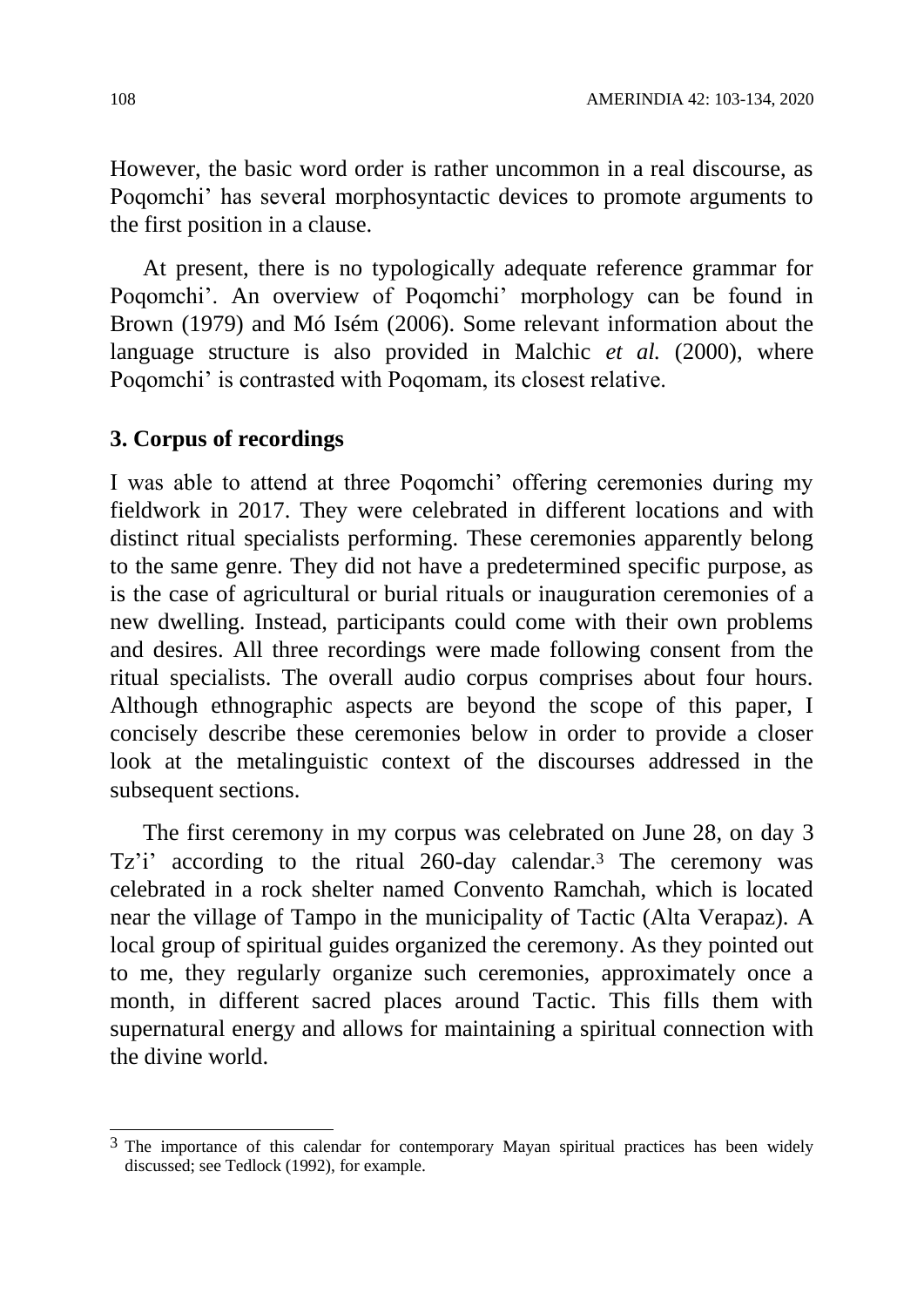However, the basic word order is rather uncommon in a real discourse, as Poqomchi' has several morphosyntactic devices to promote arguments to the first position in a clause.

At present, there is no typologically adequate reference grammar for Poqomchi'. An overview of Poqomchi' morphology can be found in Brown (1979) and Mó Isém (2006). Some relevant information about the language structure is also provided in Malchic *et al.* (2000), where Poqomchi' is contrasted with Poqomam, its closest relative.

## 3. Corpus of recordings

I was able to attend at three Poqomchi' offering ceremonies during my fieldwork in 2017. They were celebrated in different locations and with distinct ritual specialists performing. These ceremonies apparently belong to the same genre. They did not have a predetermined specific purpose, as is the case of agricultural or burial rituals or inauguration ceremonies of a new dwelling. Instead, participants could come with their own problems and desires. All three recordings were made following consent from the ritual specialists. The overall audio corpus comprises about four hours. Although ethnographic aspects are beyond the scope of this paper, I concisely describe these ceremonies below in order to provide a closer look at the metalinguistic context of the discourses addressed in the subsequent sections.

The first ceremony in my corpus was celebrated on June 28, on day 3 Tz'i' according to the ritual 260-day calendar.[3] The ceremony was celebrated in a rock shelter named Convento Ramchah, which is located near the village of Tampo in the municipality of Tactic (Alta Verapaz). A local group of spiritual guides organized the ceremony. As they pointed out to me, they regularly organize such ceremonies, approximately once a month, in different sacred places around Tactic. This fills them with supernatural energy and allows for maintaining a spiritual connection with the divine world.

[3] The importance of this calendar for contemporary Mayan spiritual practices has been widely discussed; see Tedlock (1992), for example.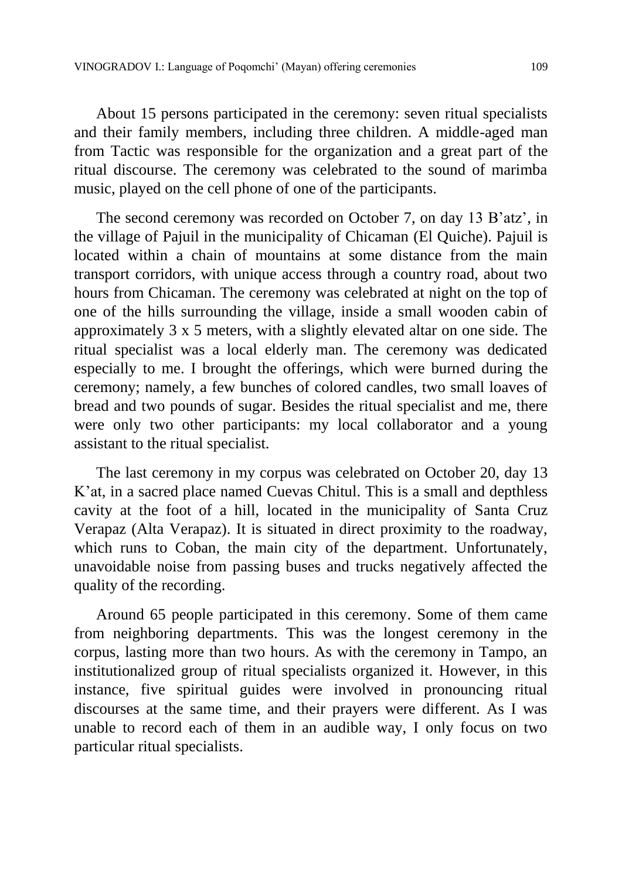About 15 persons participated in the ceremony: seven ritual specialists and their family members, including three children. A middle-aged man from Tactic was responsible for the organization and a great part of the ritual discourse. The ceremony was celebrated to the sound of marimba music, played on the cell phone of one of the participants.

The second ceremony was recorded on October 7, on day 13 B'atz', in the village of Pajuil in the municipality of Chicaman (El Quiche). Pajuil is located within a chain of mountains at some distance from the main transport corridors, with unique access through a country road, about two hours from Chicaman. The ceremony was celebrated at night on the top of one of the hills surrounding the village, inside a small wooden cabin of approximately 3 x 5 meters, with a slightly elevated altar on one side. The ritual specialist was a local elderly man. The ceremony was dedicated especially to me. I brought the offerings, which were burned during the ceremony; namely, a few bunches of colored candles, two small loaves of bread and two pounds of sugar. Besides the ritual specialist and me, there were only two other participants: my local collaborator and a young assistant to the ritual specialist.

The last ceremony in my corpus was celebrated on October 20, day 13 K'at, in a sacred place named Cuevas Chitul. This is a small and depthless cavity at the foot of a hill, located in the municipality of Santa Cruz Verapaz (Alta Verapaz). It is situated in direct proximity to the roadway, which runs to Coban, the main city of the department. Unfortunately, unavoidable noise from passing buses and trucks negatively affected the quality of the recording.

Around 65 people participated in this ceremony. Some of them came from neighboring departments. This was the longest ceremony in the corpus, lasting more than two hours. As with the ceremony in Tampo, an institutionalized group of ritual specialists organized it. However, in this instance, five spiritual guides were involved in pronouncing ritual discourses at the same time, and their prayers were different. As I was unable to record each of them in an audible way, I only focus on two particular ritual specialists.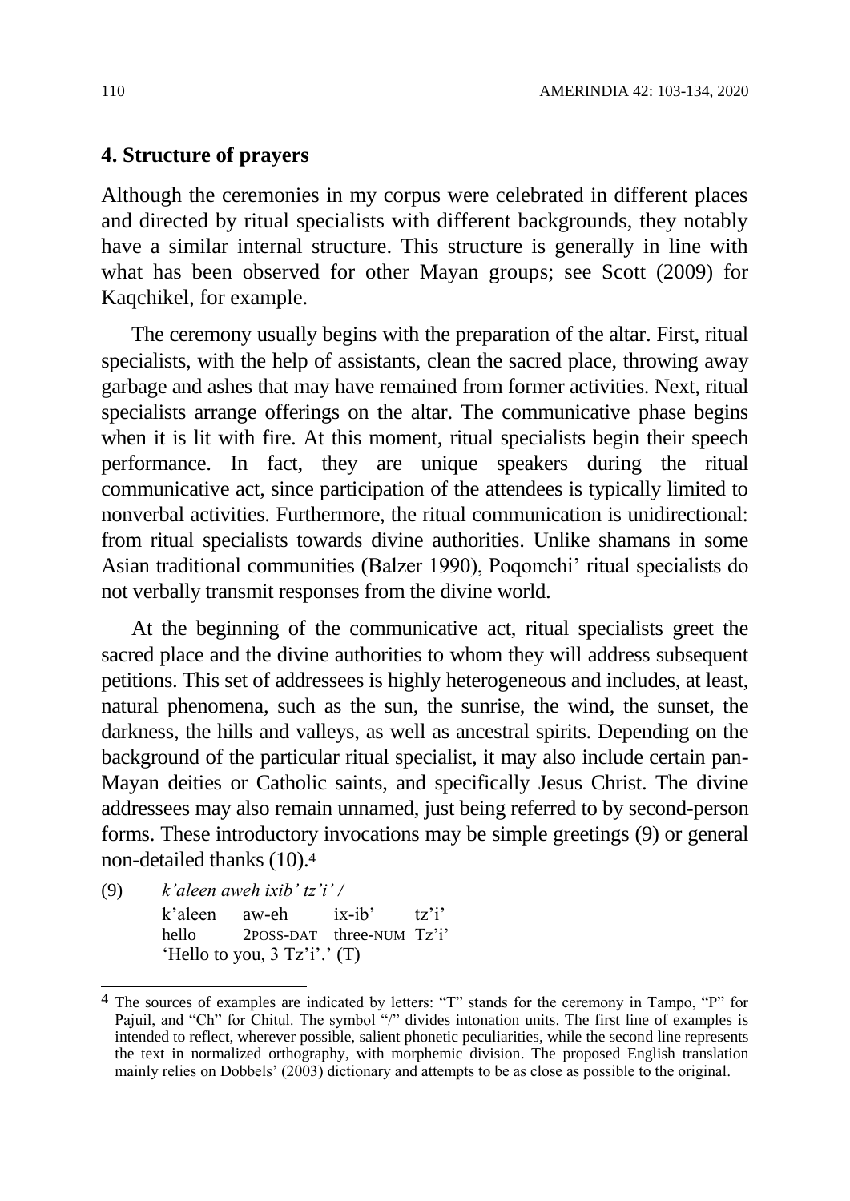## 4. Structure of prayers

Although the ceremonies in my corpus were celebrated in different places and directed by ritual specialists with different backgrounds, they notably have a similar internal structure. This structure is generally in line with what has been observed for other Mayan groups; see Scott (2009) for Kaqchikel, for example.

The ceremony usually begins with the preparation of the altar. First, ritual specialists, with the help of assistants, clean the sacred place, throwing away garbage and ashes that may have remained from former activities. Next, ritual specialists arrange offerings on the altar. The communicative phase begins when it is lit with fire. At this moment, ritual specialists begin their speech performance. In fact, they are unique speakers during the ritual communicative act, since participation of the attendees is typically limited to nonverbal activities. Furthermore, the ritual communication is unidirectional: from ritual specialists towards divine authorities. Unlike shamans in some Asian traditional communities (Balzer 1990), Poqomchi' ritual specialists do not verbally transmit responses from the divine world.

At the beginning of the communicative act, ritual specialists greet the sacred place and the divine authorities to whom they will address subsequent petitions. This set of addressees is highly heterogeneous and includes, at least, natural phenomena, such as the sun, the sunrise, the wind, the sunset, the darkness, the hills and valleys, as well as ancestral spirits. Depending on the background of the particular ritual specialist, it may also include certain pan-Mayan deities or Catholic saints, and specifically Jesus Christ. The divine addressees may also remain unnamed, just being referred to by second-person forms. These introductory invocations may be simple greetings (9) or general non-detailed thanks (10).[4]

(9) *k'aleen aweh ixib' tz'i' /*

| k'aleen | aw-eh | ix-ib' | tz'i' |
|---|---|---|---|
| hello | 2POSS-DAT | three-NUM | Tz'i' |

'Hello to you, 3 Tz'i'.' (T)

---

[4] The sources of examples are indicated by letters: "T" stands for the ceremony in Tampo, "P" for Pajuil, and "Ch" for Chitul. The symbol "/" divides intonation units. The first line of examples is intended to reflect, wherever possible, salient phonetic peculiarities, while the second line represents the text in normalized orthography, with morphemic division. The proposed English translation mainly relies on Dobbels' (2003) dictionary and attempts to be as close as possible to the original.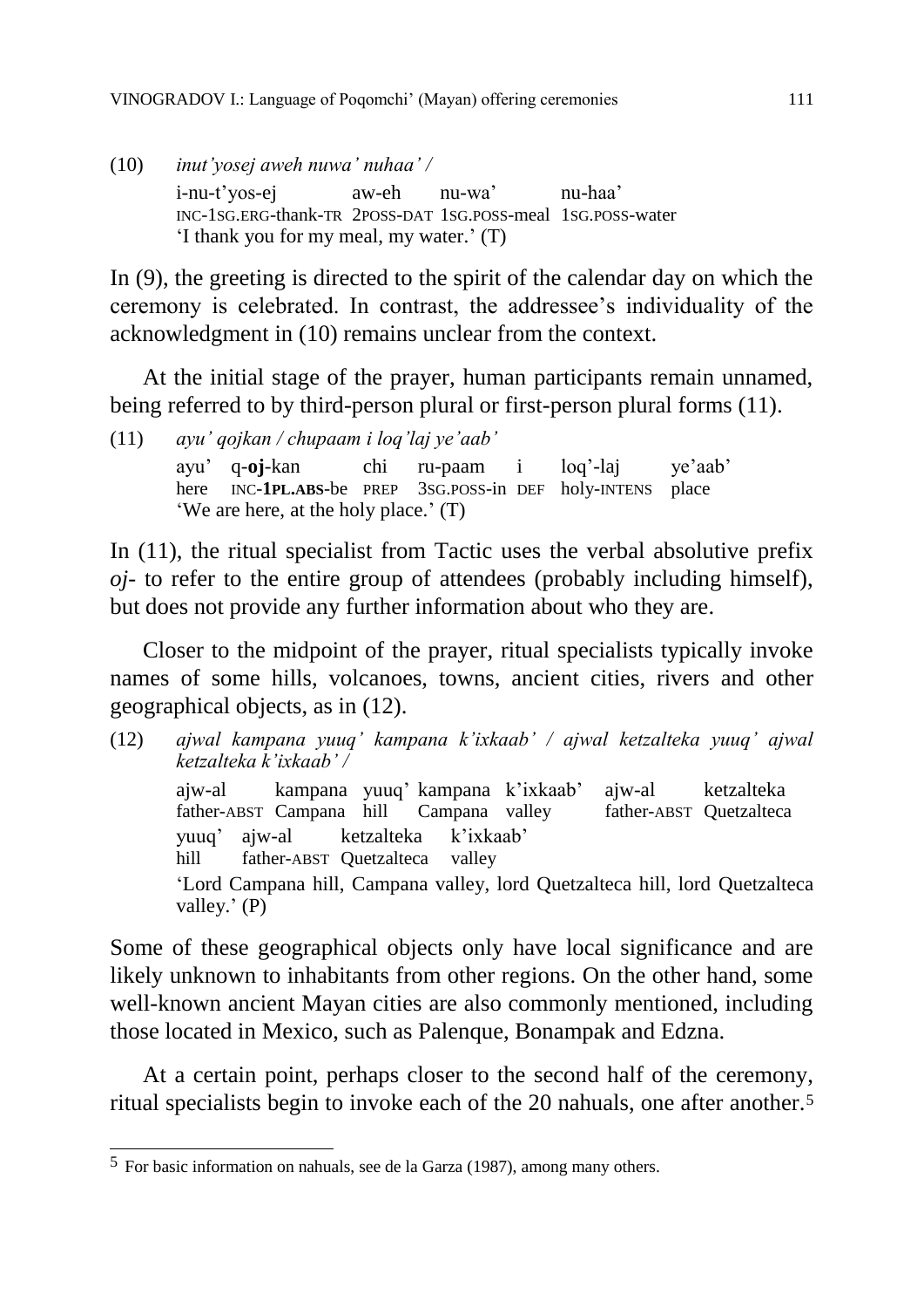(10) *inut'yosej aweh nuwa' nuhaa' /*

```
i-nu-t'yos-ej           aw-eh      nu-wa'          nu-haa'
INC-1SG.ERG-thank-TR    2POSS-DAT  1SG.POSS-meal   1SG.POSS-water
```

'I thank you for my meal, my water.' (T)

In (9), the greeting is directed to the spirit of the calendar day on which the ceremony is celebrated. In contrast, the addressee's individuality of the acknowledgment in (10) remains unclear from the context.

At the initial stage of the prayer, human participants remain unnamed, being referred to by third-person plural or first-person plural forms (11).

(11) *ayu' qojkan / chupaam i loq'laj ye'aab'*

```
ayu'   q-oj-kan          chi    ru-paam          i     loq'-laj      ye'aab'
here   INC-1PL.ABS-be    PREP   3SG.POSS-in      DEF   holy-INTENS   place
```

'We are here, at the holy place.' (T)

In (11), the ritual specialist from Tactic uses the verbal absolutive prefix *oj-* to refer to the entire group of attendees (probably including himself), but does not provide any further information about who they are.

Closer to the midpoint of the prayer, ritual specialists typically invoke names of some hills, volcanoes, towns, ancient cities, rivers and other geographical objects, as in (12).

(12) *ajwal kampana yuuq' kampana k'ixkaab' / ajwal ketzalteka yuuq' ajwal ketzalteka k'ixkaab' /*

```
ajw-al        kampana   yuuq'   kampana   k'ixkaab'   ajw-al        ketzalteka
father-ABST   Campana   hill    Campana   valley      father-ABST   Quetzalteca

yuuq'   ajw-al        ketzalteka    k'ixkaab'
hill    father-ABST   Quetzalteca   valley
```

'Lord Campana hill, Campana valley, lord Quetzalteca hill, lord Quetzalteca valley.' (P)

Some of these geographical objects only have local significance and are likely unknown to inhabitants from other regions. On the other hand, some well-known ancient Mayan cities are also commonly mentioned, including those located in Mexico, such as Palenque, Bonampak and Edzna.

At a certain point, perhaps closer to the second half of the ceremony, ritual specialists begin to invoke each of the 20 nahuals, one after another.[5]

---

[5] For basic information on nahuals, see de la Garza (1987), among many others.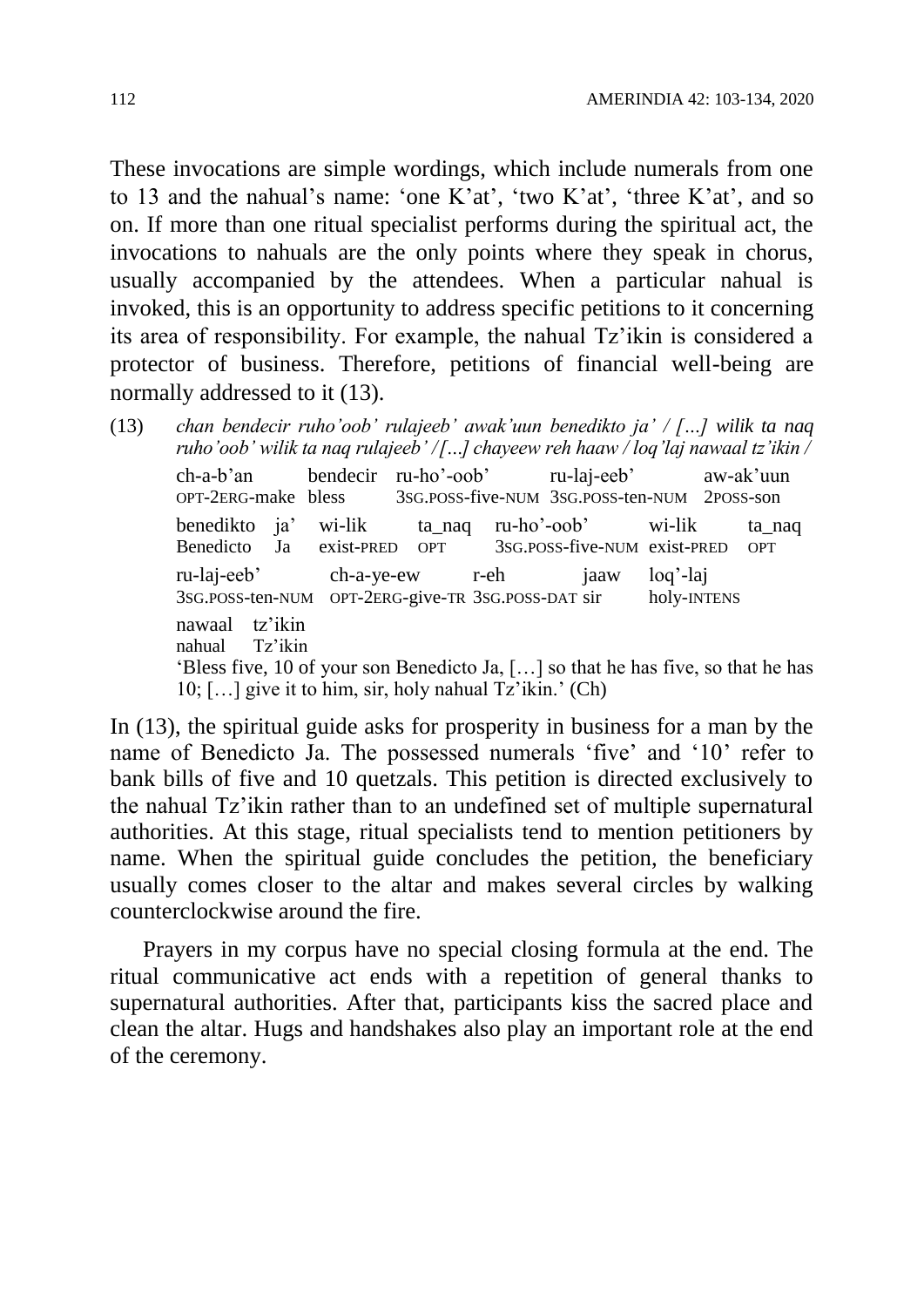These invocations are simple wordings, which include numerals from one to 13 and the nahual's name: 'one K'at', 'two K'at', 'three K'at', and so on. If more than one ritual specialist performs during the spiritual act, the invocations to nahuals are the only points where they speak in chorus, usually accompanied by the attendees. When a particular nahual is invoked, this is an opportunity to address specific petitions to it concerning its area of responsibility. For example, the nahual Tz'ikin is considered a protector of business. Therefore, petitions of financial well-being are normally addressed to it (13).

(13) *chan bendecir ruho'oob' rulajeeb' awak'uun benedikto ja' / […] wilik ta naq ruho'oob' wilik ta naq rulajeeb' /[…] chayeew reh haaw / loq'laj nawaal tz'ikin /*

| ch-a-b'an | bendecir | ru-ho'-oob' | ru-laj-eeb' | aw-ak'uun |
|---|---|---|---|---|
| OPT-2ERG-make | bless | 3SG.POSS-five-NUM | 3SG.POSS-ten-NUM | 2POSS-son |

| benedikto | ja' | wi-lik | ta_naq | ru-ho'-oob' | wi-lik | ta_naq |
|---|---|---|---|---|---|---|
| Benedicto | Ja | exist-PRED | OPT | 3SG.POSS-five-NUM | exist-PRED | OPT |

| ru-laj-eeb' | ch-a-ye-ew | r-eh | jaaw | loq'-laj |
|---|---|---|---|---|
| 3SG.POSS-ten-NUM | OPT-2ERG-give-TR | 3SG.POSS-DAT | sir | holy-INTENS |

| nawaal | tz'ikin |
|---|---|
| nahual | Tz'ikin |

'Bless five, 10 of your son Benedicto Ja, […] so that he has five, so that he has 10; […] give it to him, sir, holy nahual Tz'ikin.' (Ch)

In (13), the spiritual guide asks for prosperity in business for a man by the name of Benedicto Ja. The possessed numerals 'five' and '10' refer to bank bills of five and 10 quetzals. This petition is directed exclusively to the nahual Tz'ikin rather than to an undefined set of multiple supernatural authorities. At this stage, ritual specialists tend to mention petitioners by name. When the spiritual guide concludes the petition, the beneficiary usually comes closer to the altar and makes several circles by walking counterclockwise around the fire.

Prayers in my corpus have no special closing formula at the end. The ritual communicative act ends with a repetition of general thanks to supernatural authorities. After that, participants kiss the sacred place and clean the altar. Hugs and handshakes also play an important role at the end of the ceremony.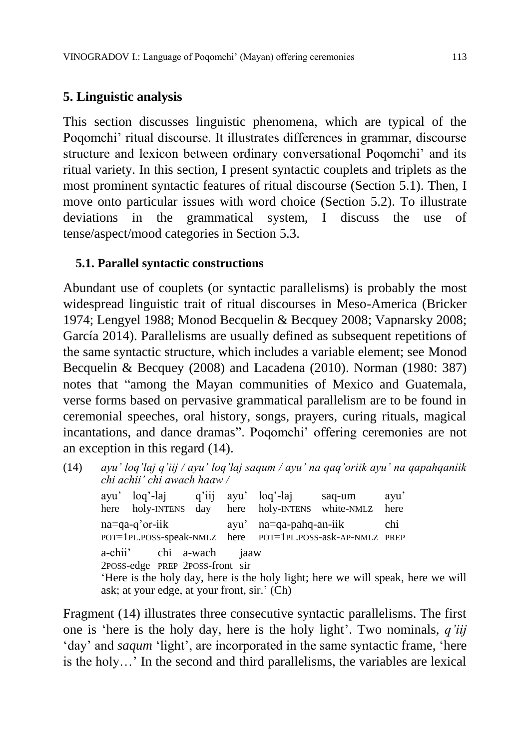## 5. Linguistic analysis

This section discusses linguistic phenomena, which are typical of the Poqomchi' ritual discourse. It illustrates differences in grammar, discourse structure and lexicon between ordinary conversational Poqomchi' and its ritual variety. In this section, I present syntactic couplets and triplets as the most prominent syntactic features of ritual discourse (Section 5.1). Then, I move onto particular issues with word choice (Section 5.2). To illustrate deviations in the grammatical system, I discuss the use of tense/aspect/mood categories in Section 5.3.

### 5.1. Parallel syntactic constructions

Abundant use of couplets (or syntactic parallelisms) is probably the most widespread linguistic trait of ritual discourses in Meso-America (Bricker 1974; Lengyel 1988; Monod Becquelin & Becquey 2008; Vapnarsky 2008; García 2014). Parallelisms are usually defined as subsequent repetitions of the same syntactic structure, which includes a variable element; see Monod Becquelin & Becquey (2008) and Lacadena (2010). Norman (1980: 387) notes that "among the Mayan communities of Mexico and Guatemala, verse forms based on pervasive grammatical parallelism are to be found in ceremonial speeches, oral history, songs, prayers, curing rituals, magical incantations, and dance dramas". Poqomchi' offering ceremonies are not an exception in this regard (14).

(14) *ayu' loq'laj q'iij / ayu' loq'laj saqum / ayu' na qaq'oriik ayu' na qapahqaniik chi achii' chi awach haaw /*

| ayu' | loq'-laj | q'iij | ayu' | loq'-laj | saq-um | ayu' |
|---|---|---|---|---|---|---|
| here | holy-INTENS | day | here | holy-INTENS | white-NMLZ | here |

| na=qa-q'or-iik | ayu' | na=qa-pahq-an-iik | chi |
|---|---|---|---|
| POT=1PL.POSS-speak-NMLZ | here | POT=1PL.POSS-ask-AP-NMLZ | PREP |

| a-chii' | chi | a-wach | jaaw |
|---|---|---|---|
| 2POSS-edge | PREP | 2POSS-front | sir |

'Here is the holy day, here is the holy light; here we will speak, here we will ask; at your edge, at your front, sir.' (Ch)

Fragment (14) illustrates three consecutive syntactic parallelisms. The first one is 'here is the holy day, here is the holy light'. Two nominals, *q'iij* 'day' and *saqum* 'light', are incorporated in the same syntactic frame, 'here is the holy…' In the second and third parallelisms, the variables are lexical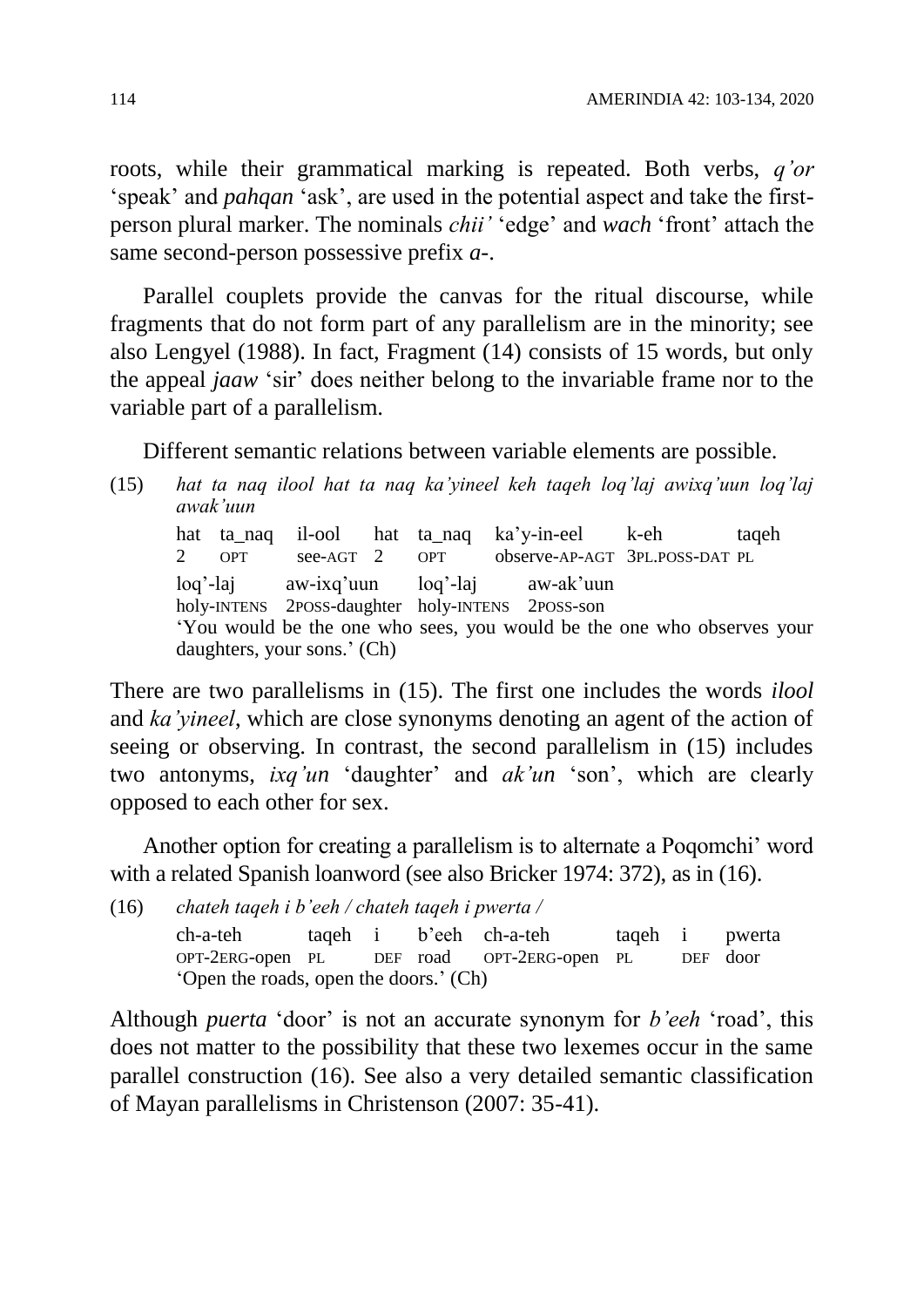roots, while their grammatical marking is repeated. Both verbs, *q'or* 'speak' and *pahqan* 'ask', are used in the potential aspect and take the first-person plural marker. The nominals *chii'* 'edge' and *wach* 'front' attach the same second-person possessive prefix ***a***-.

Parallel couplets provide the canvas for the ritual discourse, while fragments that do not form part of any parallelism are in the minority; see also Lengyel (1988). In fact, Fragment (14) consists of 15 words, but only the appeal *jaaw* 'sir' does neither belong to the invariable frame nor to the variable part of a parallelism.

Different semantic relations between variable elements are possible.

(15) *hat ta naq ilool hat ta naq ka'yineel keh taqeh loq'laj awixq'uun loq'laj awak'uun*

| hat | ta_naq | il-ool | hat | ta_naq | ka'y-in-eel | k-eh | taqeh |
|---|---|---|---|---|---|---|---|
| 2 | OPT | see-AGT | 2 | OPT | observe-AP-AGT | 3PL.POSS-DAT | PL |

| loq'-laj | aw-ixq'uun | loq'-laj | aw-ak'uun |
|---|---|---|---|
| holy-INTENS | 2POSS-daughter | holy-INTENS | 2POSS-son |

'You would be the one who sees, you would be the one who observes your daughters, your sons.' (Ch)

There are two parallelisms in (15). The first one includes the words *ilool* and *ka'yineel*, which are close synonyms denoting an agent of the action of seeing or observing. In contrast, the second parallelism in (15) includes two antonyms, *ixq'un* 'daughter' and *ak'un* 'son', which are clearly opposed to each other for sex.

Another option for creating a parallelism is to alternate a Poqomchi' word with a related Spanish loanword (see also Bricker 1974: 372), as in (16).

(16) *chateh taqeh i b'eeh / chateh taqeh i pwerta /*

| ch-a-teh | taqeh | i | b'eeh | ch-a-teh | taqeh | i | pwerta |
|---|---|---|---|---|---|---|---|
| OPT-2ERG-open | PL | DEF | road | OPT-2ERG-open | PL | DEF | door |

'Open the roads, open the doors.' (Ch)

Although *puerta* 'door' is not an accurate synonym for *b'eeh* 'road', this does not matter to the possibility that these two lexemes occur in the same parallel construction (16). See also a very detailed semantic classification of Mayan parallelisms in Christenson (2007: 35-41).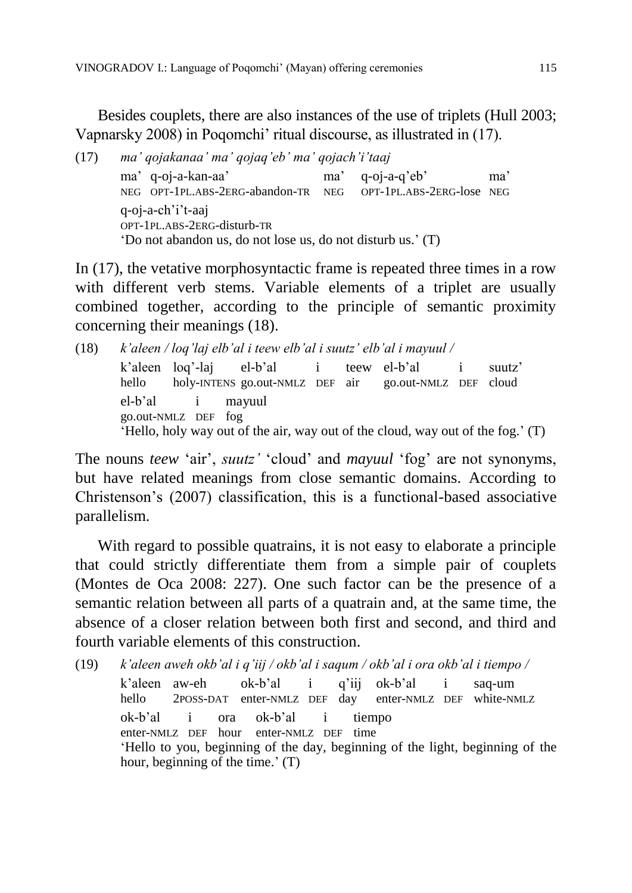Besides couplets, there are also instances of the use of triplets (Hull 2003; Vapnarsky 2008) in Poqomchi' ritual discourse, as illustrated in (17).

(17) *ma' qojakanaa' ma' qojaq'eb' ma' qojach'i'taaj*

```
ma'  q-oj-a-kan-aa'                ma'  q-oj-a-q'eb'             ma'
NEG  OPT-1PL.ABS-2ERG-abandon-TR   NEG  OPT-1PL.ABS-2ERG-lose    NEG
q-oj-a-ch'i't-aaj
OPT-1PL.ABS-2ERG-disturb-TR
```

'Do not abandon us, do not lose us, do not disturb us.' (T)

In (17), the vetative morphosyntactic frame is repeated three times in a row with different verb stems. Variable elements of a triplet are usually combined together, according to the principle of semantic proximity concerning their meanings (18).

(18) *k'aleen / loq'laj elb'al i teew elb'al i suutz' elb'al i mayuul /*

```
k'aleen  loq'-laj       el-b'al         i    teew  el-b'al         i    suutz'
hello    holy-INTENS    go.out-NMLZ     DEF  air   go.out-NMLZ     DEF  cloud
el-b'al       i    mayuul
go.out-NMLZ   DEF  fog
```

'Hello, holy way out of the air, way out of the cloud, way out of the fog.' (T)

The nouns *teew* 'air', *suutz'* 'cloud' and *mayuul* 'fog' are not synonyms, but have related meanings from close semantic domains. According to Christenson's (2007) classification, this is a functional-based associative parallelism.

With regard to possible quatrains, it is not easy to elaborate a principle that could strictly differentiate them from a simple pair of couplets (Montes de Oca 2008: 227). One such factor can be the presence of a semantic relation between all parts of a quatrain and, at the same time, the absence of a closer relation between both first and second, and third and fourth variable elements of this construction.

(19) *k'aleen aweh okb'al i q'iij / okb'al i saqum / okb'al i ora okb'al i tiempo /*

```
k'aleen  aw-eh       ok-b'al      i    q'iij  ok-b'al      i    saq-um
hello    2POSS-DAT   enter-NMLZ   DEF  day    enter-NMLZ   DEF  white-NMLZ
ok-b'al      i    ora   ok-b'al      i    tiempo
enter-NMLZ   DEF  hour  enter-NMLZ   DEF  time
```

'Hello to you, beginning of the day, beginning of the light, beginning of the hour, beginning of the time.' (T)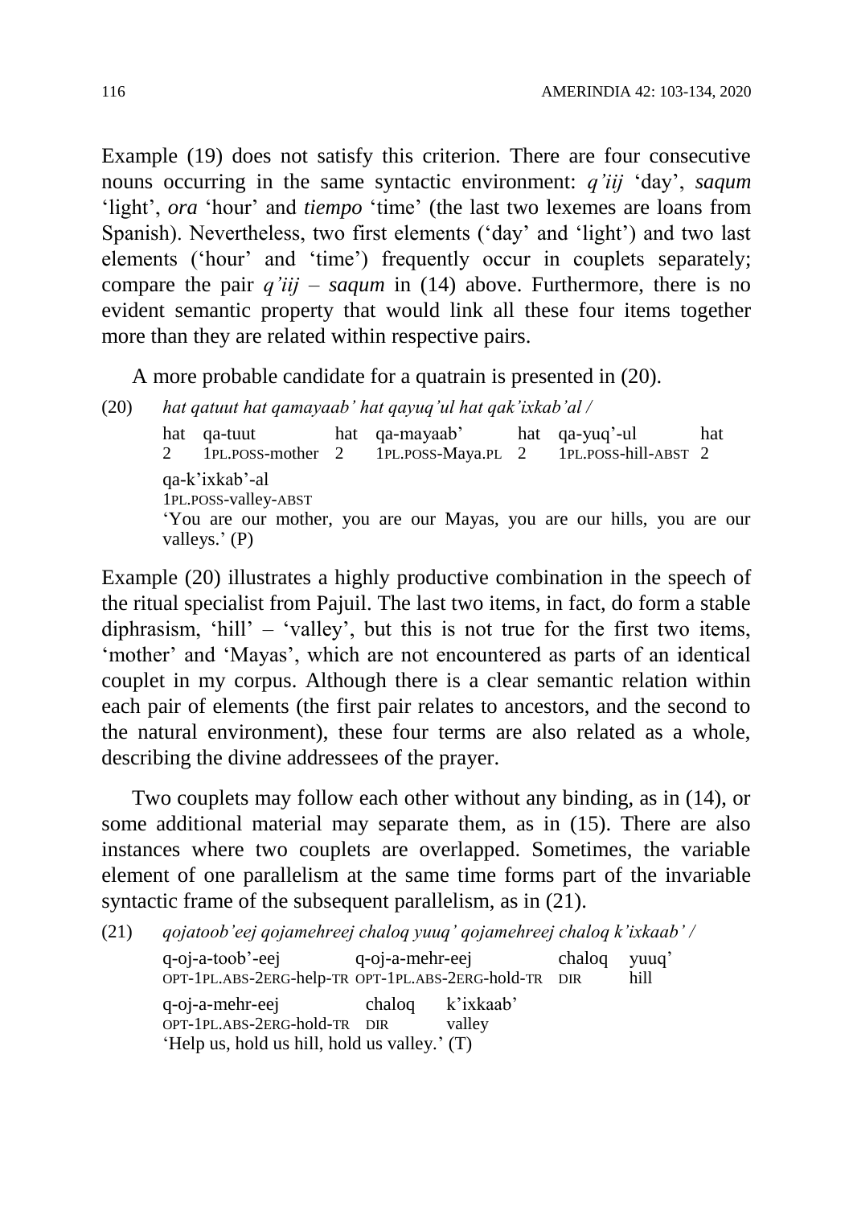Example (19) does not satisfy this criterion. There are four consecutive nouns occurring in the same syntactic environment: *q'iij* 'day', *saqum* 'light', *ora* 'hour' and *tiempo* 'time' (the last two lexemes are loans from Spanish). Nevertheless, two first elements ('day' and 'light') and two last elements ('hour' and 'time') frequently occur in couplets separately; compare the pair *q'iij* – *saqum* in (14) above. Furthermore, there is no evident semantic property that would link all these four items together more than they are related within respective pairs.

A more probable candidate for a quatrain is presented in (20).

(20) *hat qatuut hat qamayaab' hat qayuq'ul hat qak'ixkab'al /*

| hat | qa-tuut | hat | qa-mayaab' | hat | qa-yuq'-ul | hat |
|---|---|---|---|---|---|---|
| 2 | 1PL.POSS-mother | 2 | 1PL.POSS-Maya.PL | 2 | 1PL.POSS-hill-ABST | 2 |

| qa-k'ixkab'-al |
|---|
| 1PL.POSS-valley-ABST |

'You are our mother, you are our Mayas, you are our hills, you are our valleys.' (P)

Example (20) illustrates a highly productive combination in the speech of the ritual specialist from Pajuil. The last two items, in fact, do form a stable diphrasism, 'hill' – 'valley', but this is not true for the first two items, 'mother' and 'Mayas', which are not encountered as parts of an identical couplet in my corpus. Although there is a clear semantic relation within each pair of elements (the first pair relates to ancestors, and the second to the natural environment), these four terms are also related as a whole, describing the divine addressees of the prayer.

Two couplets may follow each other without any binding, as in (14), or some additional material may separate them, as in (15). There are also instances where two couplets are overlapped. Sometimes, the variable element of one parallelism at the same time forms part of the invariable syntactic frame of the subsequent parallelism, as in (21).

(21) *qojatoob'eej qojamehreej chaloq yuuq' qojamehreej chaloq k'ixkaab' /*

| q-oj-a-toob'-eej | q-oj-a-mehr-eej | chaloq | yuuq' |
|---|---|---|---|
| OPT-1PL.ABS-2ERG-help-TR | OPT-1PL.ABS-2ERG-hold-TR | DIR | hill |

| q-oj-a-mehr-eej | chaloq | k'ixkaab' |
|---|---|---|
| OPT-1PL.ABS-2ERG-hold-TR | DIR | valley |

'Help us, hold us hill, hold us valley.' (T)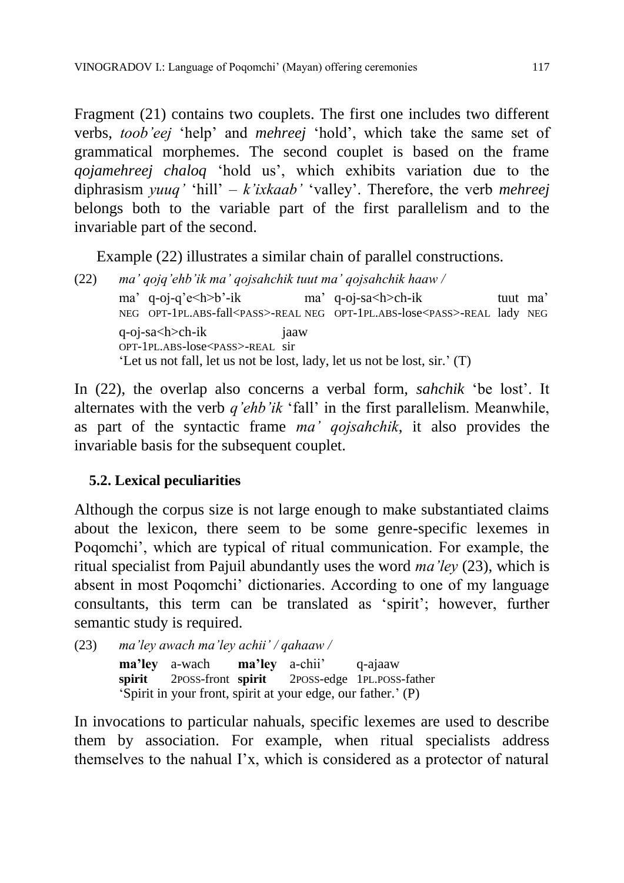Fragment (21) contains two couplets. The first one includes two different verbs, *toob'eej* 'help' and *mehreej* 'hold', which take the same set of grammatical morphemes. The second couplet is based on the frame *qojamehreej chaloq* 'hold us', which exhibits variation due to the diphrasism *yuuq'* 'hill' – *k'ixkaab'* 'valley'. Therefore, the verb *mehreej* belongs both to the variable part of the first parallelism and to the invariable part of the second.

Example (22) illustrates a similar chain of parallel constructions.

(22) *ma' qojq'ehb'ik ma' qojsahchik tuut ma' qojsahchik haaw /*

ma' q-oj-q'e<h>b'-ik ma' q-oj-sa<h>ch-ik tuut ma'
NEG OPT-1PL.ABS-fall<PASS>-REAL NEG OPT-1PL.ABS-lose<PASS>-REAL lady NEG
q-oj-sa<h>ch-ik jaaw
OPT-1PL.ABS-lose<PASS>-REAL sir
'Let us not fall, let us not be lost, lady, let us not be lost, sir.' (T)

In (22), the overlap also concerns a verbal form, *sahchik* 'be lost'. It alternates with the verb *q'ehb'ik* 'fall' in the first parallelism. Meanwhile, as part of the syntactic frame *ma' qojsahchik*, it also provides the invariable basis for the subsequent couplet.

### 5.2. Lexical peculiarities

Although the corpus size is not large enough to make substantiated claims about the lexicon, there seem to be some genre-specific lexemes in Poqomchi', which are typical of ritual communication. For example, the ritual specialist from Pajuil abundantly uses the word *ma'ley* (23), which is absent in most Poqomchi' dictionaries. According to one of my language consultants, this term can be translated as 'spirit'; however, further semantic study is required.

(23) *ma'ley awach ma'ley achii' / qahaaw /*

**ma'ley** a-wach **ma'ley** a-chii' q-ajaaw
**spirit** 2POSS-front **spirit** 2POSS-edge 1PL.POSS-father
'Spirit in your front, spirit at your edge, our father.' (P)

In invocations to particular nahuals, specific lexemes are used to describe them by association. For example, when ritual specialists address themselves to the nahual I'x, which is considered as a protector of natural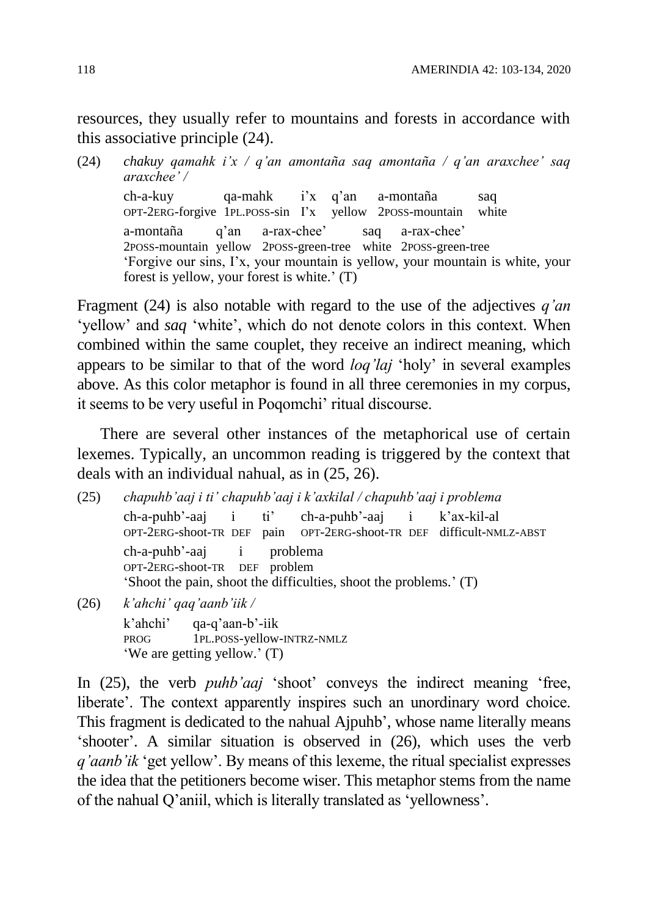resources, they usually refer to mountains and forests in accordance with this associative principle (24).

(24) *chakuy qamahk i'x / q'an amontaña saq amontaña / q'an araxchee' saq araxchee' /*

ch-a-kuy qa-mahk i'x q'an a-montaña saq
OPT-2ERG-forgive 1PL.POSS-sin I'x yellow 2POSS-mountain white

a-montaña q'an a-rax-chee' saq a-rax-chee'
2POSS-mountain yellow 2POSS-green-tree white 2POSS-green-tree

'Forgive our sins, I'x, your mountain is yellow, your mountain is white, your forest is yellow, your forest is white.' (T)

Fragment (24) is also notable with regard to the use of the adjectives *q'an* 'yellow' and *saq* 'white', which do not denote colors in this context. When combined within the same couplet, they receive an indirect meaning, which appears to be similar to that of the word *loq'laj* 'holy' in several examples above. As this color metaphor is found in all three ceremonies in my corpus, it seems to be very useful in Poqomchi' ritual discourse.

There are several other instances of the metaphorical use of certain lexemes. Typically, an uncommon reading is triggered by the context that deals with an individual nahual, as in (25, 26).

(25) *chapuhb'aaj i ti' chapuhb'aaj i k'axkilal / chapuhb'aaj i problema*

ch-a-puhb'-aaj i ti' ch-a-puhb'-aaj i k'ax-kil-al
OPT-2ERG-shoot-TR DEF pain OPT-2ERG-shoot-TR DEF difficult-NMLZ-ABST

ch-a-puhb'-aaj i problema
OPT-2ERG-shoot-TR DEF problem

'Shoot the pain, shoot the difficulties, shoot the problems.' (T)

(26) *k'ahchi' qaq'aanb'iik /*

k'ahchi' qa-q'aan-b'-iik
PROG 1PL.POSS-yellow-INTRZ-NMLZ

'We are getting yellow.' (T)

In (25), the verb *puhb'aaj* 'shoot' conveys the indirect meaning 'free, liberate'. The context apparently inspires such an unordinary word choice. This fragment is dedicated to the nahual Ajpuhb', whose name literally means 'shooter'. A similar situation is observed in (26), which uses the verb *q'aanb'ik* 'get yellow'. By means of this lexeme, the ritual specialist expresses the idea that the petitioners become wiser. This metaphor stems from the name of the nahual Q'aniil, which is literally translated as 'yellowness'.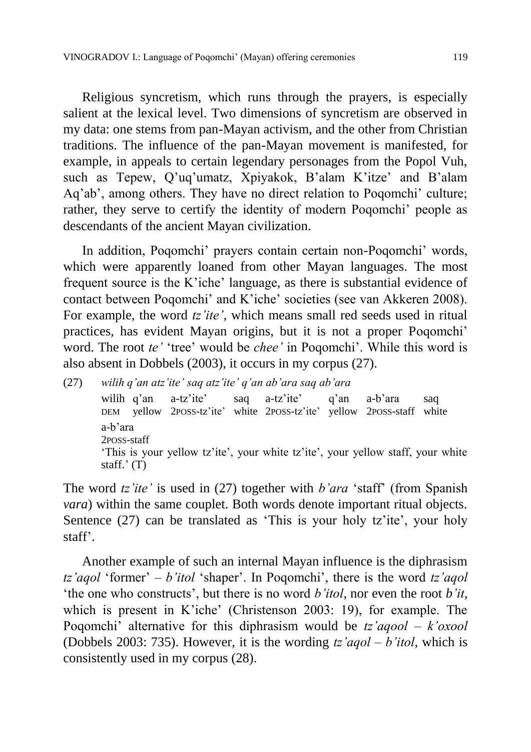Religious syncretism, which runs through the prayers, is especially salient at the lexical level. Two dimensions of syncretism are observed in my data: one stems from pan-Mayan activism, and the other from Christian traditions. The influence of the pan-Mayan movement is manifested, for example, in appeals to certain legendary personages from the Popol Vuh, such as Tepew, Q'uq'umatz, Xpiyakok, B'alam K'itze' and B'alam Aq'ab', among others. They have no direct relation to Poqomchi' culture; rather, they serve to certify the identity of modern Poqomchi' people as descendants of the ancient Mayan civilization.

In addition, Poqomchi' prayers contain certain non-Poqomchi' words, which were apparently loaned from other Mayan languages. The most frequent source is the K'iche' language, as there is substantial evidence of contact between Poqomchi' and K'iche' societies (see van Akkeren 2008). For example, the word *tz'ite'*, which means small red seeds used in ritual practices, has evident Mayan origins, but it is not a proper Poqomchi' word. The root *te'* 'tree' would be *chee'* in Poqomchi'. While this word is also absent in Dobbels (2003), it occurs in my corpus (27).

(27) *wilih q'an atz'ite' saq atz'ite' q'an ab'ara saq ab'ara*

| wilih | q'an | a-tz'ite' | saq | a-tz'ite' | q'an | a-b'ara | saq |
|---|---|---|---|---|---|---|---|
| DEM | yellow | 2POSS-tz'ite' | white | 2POSS-tz'ite' | yellow | 2POSS-staff | white |

| a-b'ara |
|---|
| 2POSS-staff |

'This is your yellow tz'ite', your white tz'ite', your yellow staff, your white staff.' (T)

The word *tz'ite'* is used in (27) together with *b'ara* 'staff' (from Spanish *vara*) within the same couplet. Both words denote important ritual objects. Sentence (27) can be translated as 'This is your holy tz'ite', your holy staff'.

Another example of such an internal Mayan influence is the diphrasism *tz'aqol* 'former' – *b'itol* 'shaper'. In Poqomchi', there is the word *tz'aqol* 'the one who constructs', but there is no word *b'itol*, nor even the root *b'it*, which is present in K'iche' (Christenson 2003: 19), for example. The Poqomchi' alternative for this diphrasism would be *tz'aqool – k'oxool* (Dobbels 2003: 735). However, it is the wording *tz'aqol – b'itol*, which is consistently used in my corpus (28).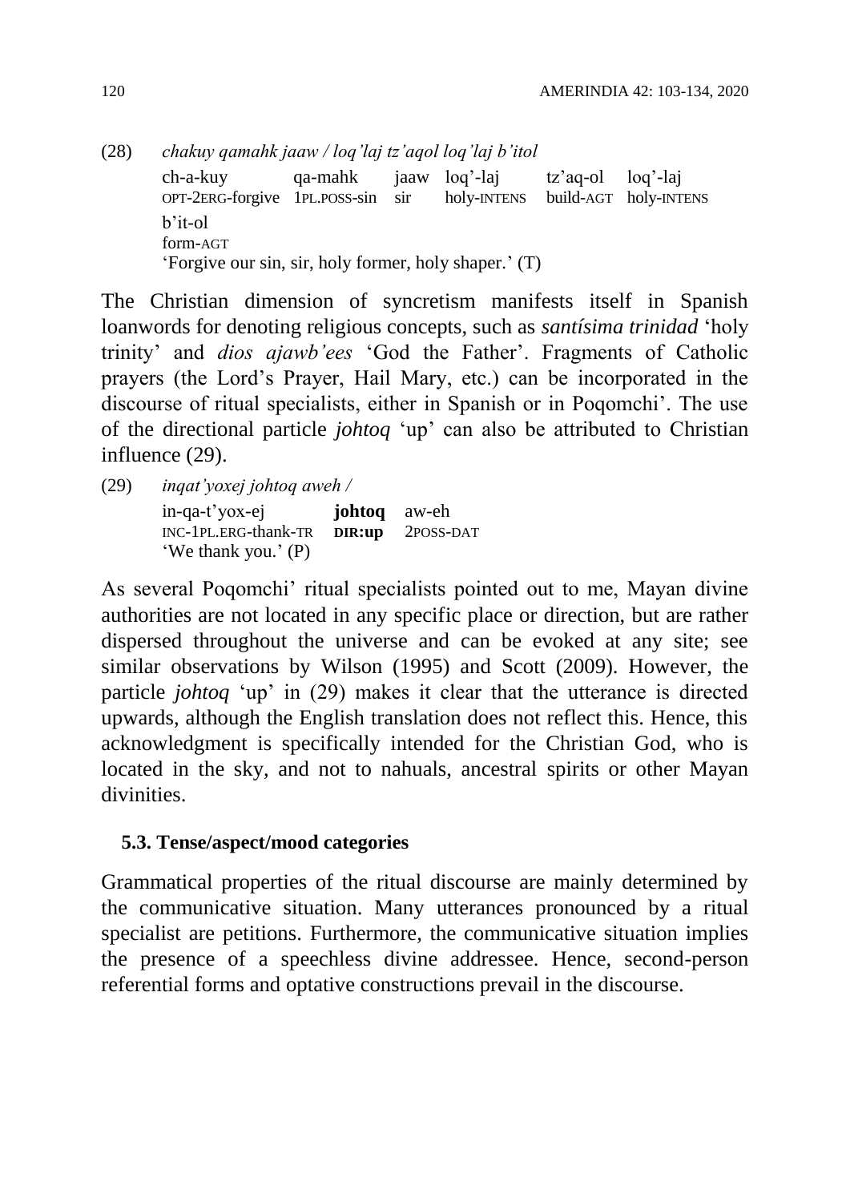(28) *chakuy qamahk jaaw / loq'laj tz'aqol loq'laj b'itol*

```
ch-a-kuy            qa-mahk         jaaw   loq'-laj        tz'aq-ol    loq'-laj
OPT-2ERG-forgive    1PL.POSS-sin    sir    holy-INTENS     build-AGT   holy-INTENS
b'it-ol
form-AGT
```

'Forgive our sin, sir, holy former, holy shaper.' (T)

The Christian dimension of syncretism manifests itself in Spanish loanwords for denoting religious concepts, such as *santísima trinidad* 'holy trinity' and *dios ajawb'ees* 'God the Father'. Fragments of Catholic prayers (the Lord's Prayer, Hail Mary, etc.) can be incorporated in the discourse of ritual specialists, either in Spanish or in Poqomchi'. The use of the directional particle *johtoq* 'up' can also be attributed to Christian influence (29).

(29) *inqat'yoxej johtoq aweh /*

```
in-qa-t'yox-ej           johtoq    aw-eh
INC-1PL.ERG-thank-TR     DIR:up    2POSS-DAT
```

'We thank you.' (P)

As several Poqomchi' ritual specialists pointed out to me, Mayan divine authorities are not located in any specific place or direction, but are rather dispersed throughout the universe and can be evoked at any site; see similar observations by Wilson (1995) and Scott (2009). However, the particle *johtoq* 'up' in (29) makes it clear that the utterance is directed upwards, although the English translation does not reflect this. Hence, this acknowledgment is specifically intended for the Christian God, who is located in the sky, and not to nahuals, ancestral spirits or other Mayan divinities.

### 5.3. Tense/aspect/mood categories

Grammatical properties of the ritual discourse are mainly determined by the communicative situation. Many utterances pronounced by a ritual specialist are petitions. Furthermore, the communicative situation implies the presence of a speechless divine addressee. Hence, second-person referential forms and optative constructions prevail in the discourse.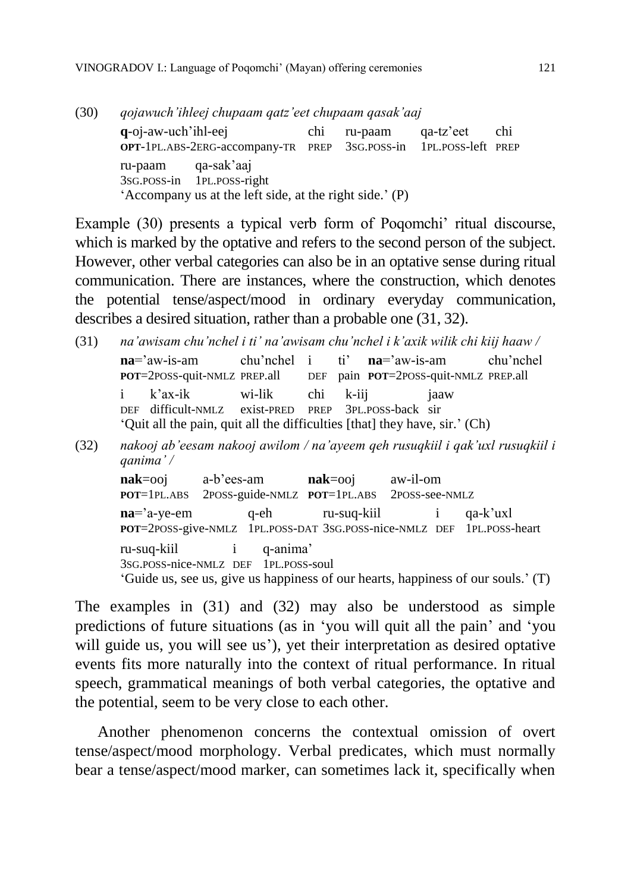(30) *qojawuch'ihleej chupaam qatz'eet chupaam qasak'aaj*

| **q**-oj-aw-uch'ihl-eej | chi | ru-paam | qa-tz'eet | chi |
|---|---|---|---|---|
| **OPT**-1PL.ABS-2ERG-accompany-TR | PREP | 3SG.POSS-in | 1PL.POSS-left | PREP |

| ru-paam | qa-sak'aaj |
|---|---|
| 3SG.POSS-in | 1PL.POSS-right |

'Accompany us at the left side, at the right side.' (P)

Example (30) presents a typical verb form of Poqomchi' ritual discourse, which is marked by the optative and refers to the second person of the subject. However, other verbal categories can also be in an optative sense during ritual communication. There are instances, where the construction, which denotes the potential tense/aspect/mood in ordinary everyday communication, describes a desired situation, rather than a probable one (31, 32).

(31) *na'awisam chu'nchel i ti' na'awisam chu'nchel i k'axik wilik chi kiij haaw /*

| **na**='aw-is-am | chu'nchel | i | ti' | **na**='aw-is-am | chu'nchel |
|---|---|---|---|---|---|
| **POT**=2POSS-quit-NMLZ | PREP.all | DEF | pain | **POT**=2POSS-quit-NMLZ | PREP.all |

| i | k'ax-ik | wi-lik | chi | k-iij | jaaw |
|---|---|---|---|---|---|
| DEF | difficult-NMLZ | exist-PRED | PREP | 3PL.POSS-back | sir |

'Quit all the pain, quit all the difficulties [that] they have, sir.' (Ch)

(32) *nakooj ab'eesam nakooj awilom / na'ayeem qeh rusuqkiil i qak'uxl rusuqkiil i qanima' /*

| **nak**=ooj | a-b'ees-am | **nak**=ooj | aw-il-om |
|---|---|---|---|
| **POT**=1PL.ABS | 2POSS-guide-NMLZ | **POT**=1PL.ABS | 2POSS-see-NMLZ |

| **na**='a-ye-em | q-eh | ru-suq-kiil | i | qa-k'uxl |
|---|---|---|---|---|
| **POT**=2POSS-give-NMLZ | 1PL.POSS-DAT | 3SG.POSS-nice-NMLZ | DEF | 1PL.POSS-heart |

| ru-suq-kiil | i | q-anima' |
|---|---|---|
| 3SG.POSS-nice-NMLZ | DEF | 1PL.POSS-soul |

'Guide us, see us, give us happiness of our hearts, happiness of our souls.' (T)

The examples in (31) and (32) may also be understood as simple predictions of future situations (as in 'you will quit all the pain' and 'you will guide us, you will see us'), yet their interpretation as desired optative events fits more naturally into the context of ritual performance. In ritual speech, grammatical meanings of both verbal categories, the optative and the potential, seem to be very close to each other.

Another phenomenon concerns the contextual omission of overt tense/aspect/mood morphology. Verbal predicates, which must normally bear a tense/aspect/mood marker, can sometimes lack it, specifically when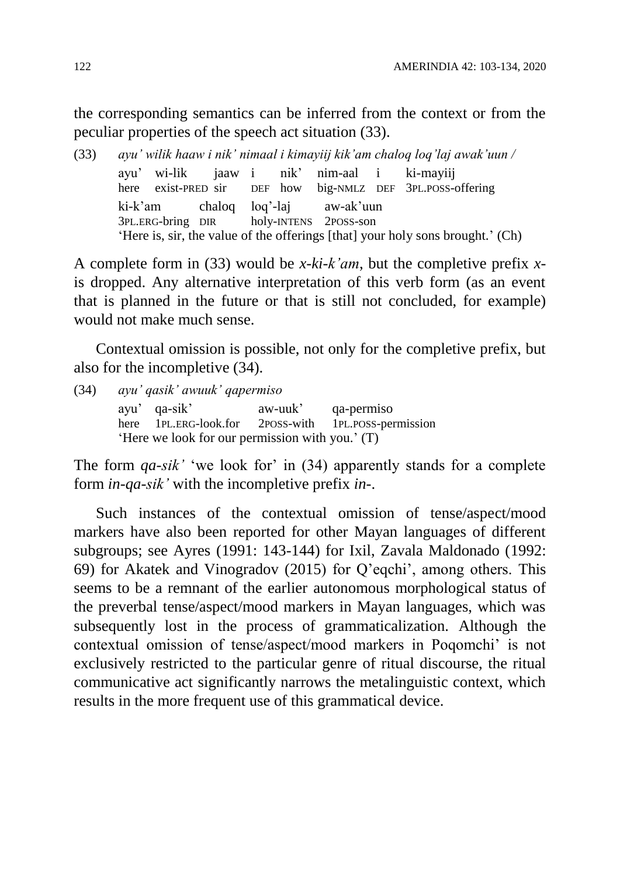the corresponding semantics can be inferred from the context or from the peculiar properties of the speech act situation (33).

(33) *ayu' wilik haaw i nik' nimaal i kimayiij kik'am chaloq loq'laj awak'uun /*

```
ayu'  wi-lik      jaaw  i    nik'  nim-aal   i    ki-mayiij
here  exist-PRED  sir   DEF  how   big-NMLZ  DEF  3PL.POSS-offering
ki-k'am          chaloq  loq'-laj      aw-ak'uun
3PL.ERG-bring    DIR     holy-INTENS   2POSS-son
```

'Here is, sir, the value of the offerings [that] your holy sons brought.' (Ch)

A complete form in (33) would be *x-ki-k'am*, but the completive prefix *x-* is dropped. Any alternative interpretation of this verb form (as an event that is planned in the future or that is still not concluded, for example) would not make much sense.

Contextual omission is possible, not only for the completive prefix, but also for the incompletive (34).

(34) *ayu' qasik' awuuk' qapermiso*

```
ayu'  qa-sik'           aw-uuk'     qa-permiso
here  1PL.ERG-look.for  2POSS-with  1PL.POSS-permission
```

'Here we look for our permission with you.' (T)

The form *qa-sik'* 'we look for' in (34) apparently stands for a complete form *in-qa-sik'* with the incompletive prefix *in-*.

Such instances of the contextual omission of tense/aspect/mood markers have also been reported for other Mayan languages of different subgroups; see Ayres (1991: 143-144) for Ixil, Zavala Maldonado (1992: 69) for Akatek and Vinogradov (2015) for Q'eqchi', among others. This seems to be a remnant of the earlier autonomous morphological status of the preverbal tense/aspect/mood markers in Mayan languages, which was subsequently lost in the process of grammaticalization. Although the contextual omission of tense/aspect/mood markers in Poqomchi' is not exclusively restricted to the particular genre of ritual discourse, the ritual communicative act significantly narrows the metalinguistic context, which results in the more frequent use of this grammatical device.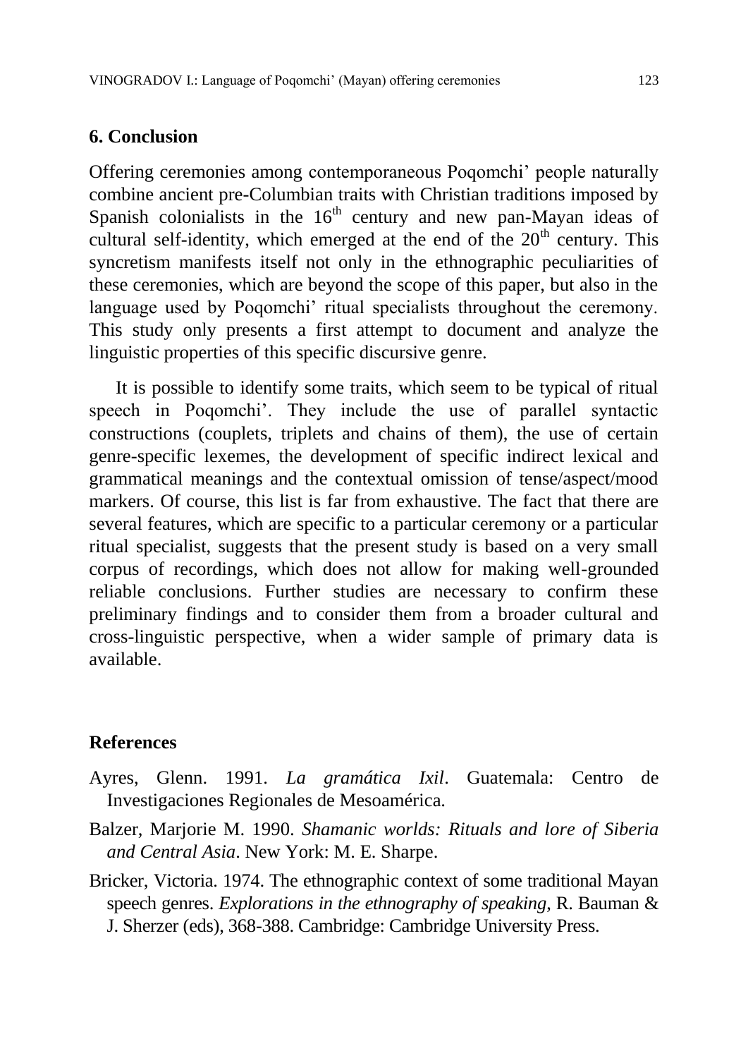## 6. Conclusion

Offering ceremonies among contemporaneous Poqomchi' people naturally combine ancient pre-Columbian traits with Christian traditions imposed by Spanish colonialists in the 16th century and new pan-Mayan ideas of cultural self-identity, which emerged at the end of the 20th century. This syncretism manifests itself not only in the ethnographic peculiarities of these ceremonies, which are beyond the scope of this paper, but also in the language used by Poqomchi' ritual specialists throughout the ceremony. This study only presents a first attempt to document and analyze the linguistic properties of this specific discursive genre.

It is possible to identify some traits, which seem to be typical of ritual speech in Poqomchi'. They include the use of parallel syntactic constructions (couplets, triplets and chains of them), the use of certain genre-specific lexemes, the development of specific indirect lexical and grammatical meanings and the contextual omission of tense/aspect/mood markers. Of course, this list is far from exhaustive. The fact that there are several features, which are specific to a particular ceremony or a particular ritual specialist, suggests that the present study is based on a very small corpus of recordings, which does not allow for making well-grounded reliable conclusions. Further studies are necessary to confirm these preliminary findings and to consider them from a broader cultural and cross-linguistic perspective, when a wider sample of primary data is available.

## References

Ayres, Glenn. 1991. *La gramática Ixil*. Guatemala: Centro de Investigaciones Regionales de Mesoamérica.

Balzer, Marjorie M. 1990. *Shamanic worlds: Rituals and lore of Siberia and Central Asia*. New York: M. E. Sharpe.

Bricker, Victoria. 1974. The ethnographic context of some traditional Mayan speech genres. *Explorations in the ethnography of speaking*, R. Bauman & J. Sherzer (eds), 368-388. Cambridge: Cambridge University Press.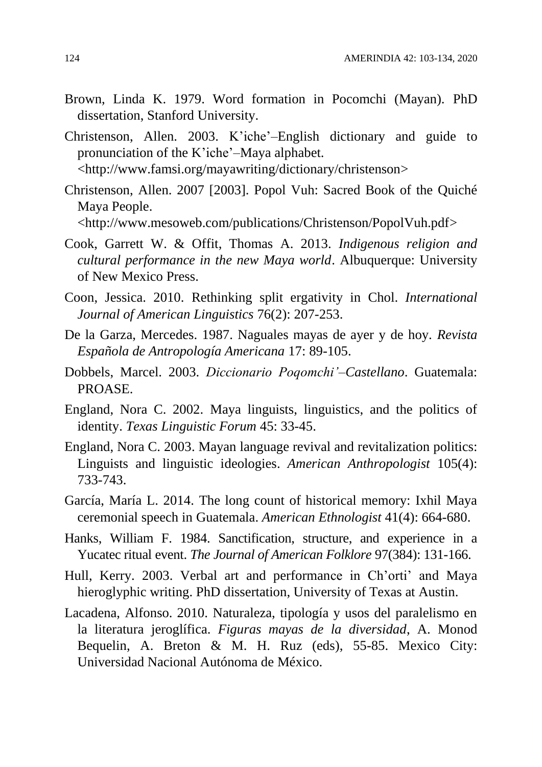Brown, Linda K. 1979. Word formation in Pocomchi (Mayan). PhD dissertation, Stanford University.

Christenson, Allen. 2003. K'iche'–English dictionary and guide to pronunciation of the K'iche'–Maya alphabet. <http://www.famsi.org/mayawriting/dictionary/christenson>

Christenson, Allen. 2007 [2003]. Popol Vuh: Sacred Book of the Quiché Maya People. <http://www.mesoweb.com/publications/Christenson/PopolVuh.pdf>

Cook, Garrett W. & Offit, Thomas A. 2013. *Indigenous religion and cultural performance in the new Maya world*. Albuquerque: University of New Mexico Press.

Coon, Jessica. 2010. Rethinking split ergativity in Chol. *International Journal of American Linguistics* 76(2): 207-253.

De la Garza, Mercedes. 1987. Naguales mayas de ayer y de hoy. *Revista Española de Antropología Americana* 17: 89-105.

Dobbels, Marcel. 2003. *Diccionario Poqomchi'–Castellano*. Guatemala: PROASE.

England, Nora C. 2002. Maya linguists, linguistics, and the politics of identity. *Texas Linguistic Forum* 45: 33-45.

England, Nora C. 2003. Mayan language revival and revitalization politics: Linguists and linguistic ideologies. *American Anthropologist* 105(4): 733-743.

García, María L. 2014. The long count of historical memory: Ixhil Maya ceremonial speech in Guatemala. *American Ethnologist* 41(4): 664-680.

Hanks, William F. 1984. Sanctification, structure, and experience in a Yucatec ritual event. *The Journal of American Folklore* 97(384): 131-166.

Hull, Kerry. 2003. Verbal art and performance in Ch'orti' and Maya hieroglyphic writing. PhD dissertation, University of Texas at Austin.

Lacadena, Alfonso. 2010. Naturaleza, tipología y usos del paralelismo en la literatura jeroglífica. *Figuras mayas de la diversidad*, A. Monod Bequelin, A. Breton & M. H. Ruz (eds), 55-85. Mexico City: Universidad Nacional Autónoma de México.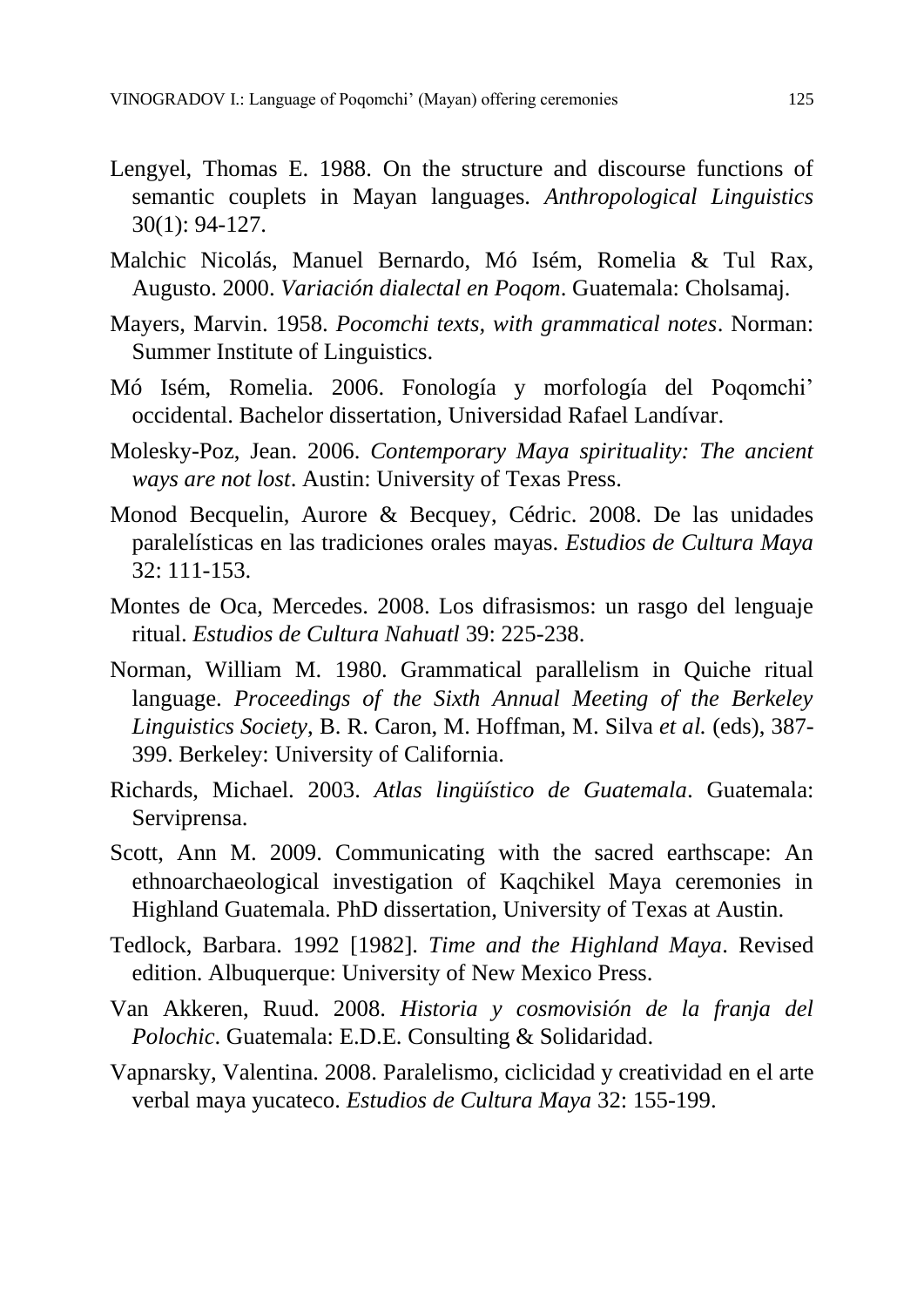Lengyel, Thomas E. 1988. On the structure and discourse functions of semantic couplets in Mayan languages. *Anthropological Linguistics* 30(1): 94-127.

Malchic Nicolás, Manuel Bernardo, Mó Isém, Romelia & Tul Rax, Augusto. 2000. *Variación dialectal en Poqom*. Guatemala: Cholsamaj.

Mayers, Marvin. 1958. *Pocomchi texts, with grammatical notes*. Norman: Summer Institute of Linguistics.

Mó Isém, Romelia. 2006. Fonología y morfología del Poqomchi' occidental. Bachelor dissertation, Universidad Rafael Landívar.

Molesky-Poz, Jean. 2006. *Contemporary Maya spirituality: The ancient ways are not lost*. Austin: University of Texas Press.

Monod Becquelin, Aurore & Becquey, Cédric. 2008. De las unidades paralelísticas en las tradiciones orales mayas. *Estudios de Cultura Maya* 32: 111-153.

Montes de Oca, Mercedes. 2008. Los difrasismos: un rasgo del lenguaje ritual. *Estudios de Cultura Nahuatl* 39: 225-238.

Norman, William M. 1980. Grammatical parallelism in Quiche ritual language. *Proceedings of the Sixth Annual Meeting of the Berkeley Linguistics Society*, B. R. Caron, M. Hoffman, M. Silva *et al.* (eds), 387-399. Berkeley: University of California.

Richards, Michael. 2003. *Atlas lingüístico de Guatemala*. Guatemala: Serviprensa.

Scott, Ann M. 2009. Communicating with the sacred earthscape: An ethnoarchaeological investigation of Kaqchikel Maya ceremonies in Highland Guatemala. PhD dissertation, University of Texas at Austin.

Tedlock, Barbara. 1992 [1982]. *Time and the Highland Maya*. Revised edition. Albuquerque: University of New Mexico Press.

Van Akkeren, Ruud. 2008. *Historia y cosmovisión de la franja del Polochic*. Guatemala: E.D.E. Consulting & Solidaridad.

Vapnarsky, Valentina. 2008. Paralelismo, ciclicidad y creatividad en el arte verbal maya yucateco. *Estudios de Cultura Maya* 32: 155-199.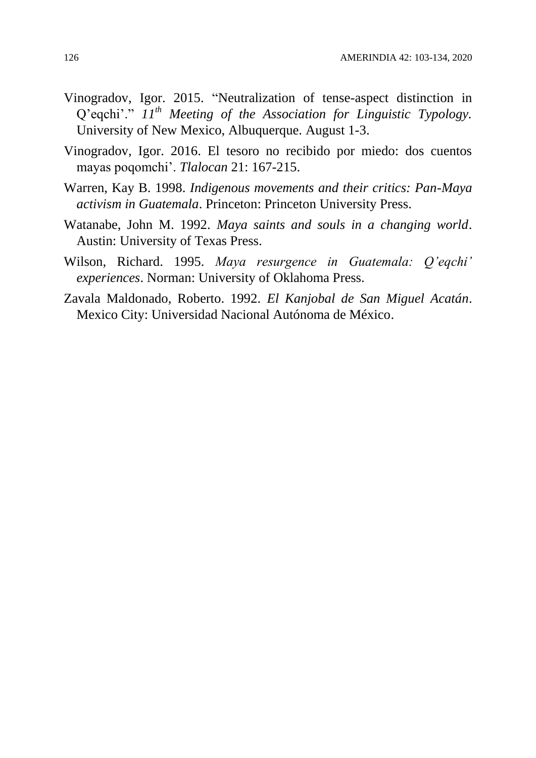Vinogradov, Igor. 2015. "Neutralization of tense-aspect distinction in Q'eqchi'." *11th Meeting of the Association for Linguistic Typology*. University of New Mexico, Albuquerque. August 1-3.

Vinogradov, Igor. 2016. El tesoro no recibido por miedo: dos cuentos mayas poqomchi'. *Tlalocan* 21: 167-215.

Warren, Kay B. 1998. *Indigenous movements and their critics: Pan-Maya activism in Guatemala*. Princeton: Princeton University Press.

Watanabe, John M. 1992. *Maya saints and souls in a changing world*. Austin: University of Texas Press.

Wilson, Richard. 1995. *Maya resurgence in Guatemala: Q'eqchi' experiences*. Norman: University of Oklahoma Press.

Zavala Maldonado, Roberto. 1992. *El Kanjobal de San Miguel Acatán*. Mexico City: Universidad Nacional Autónoma de México.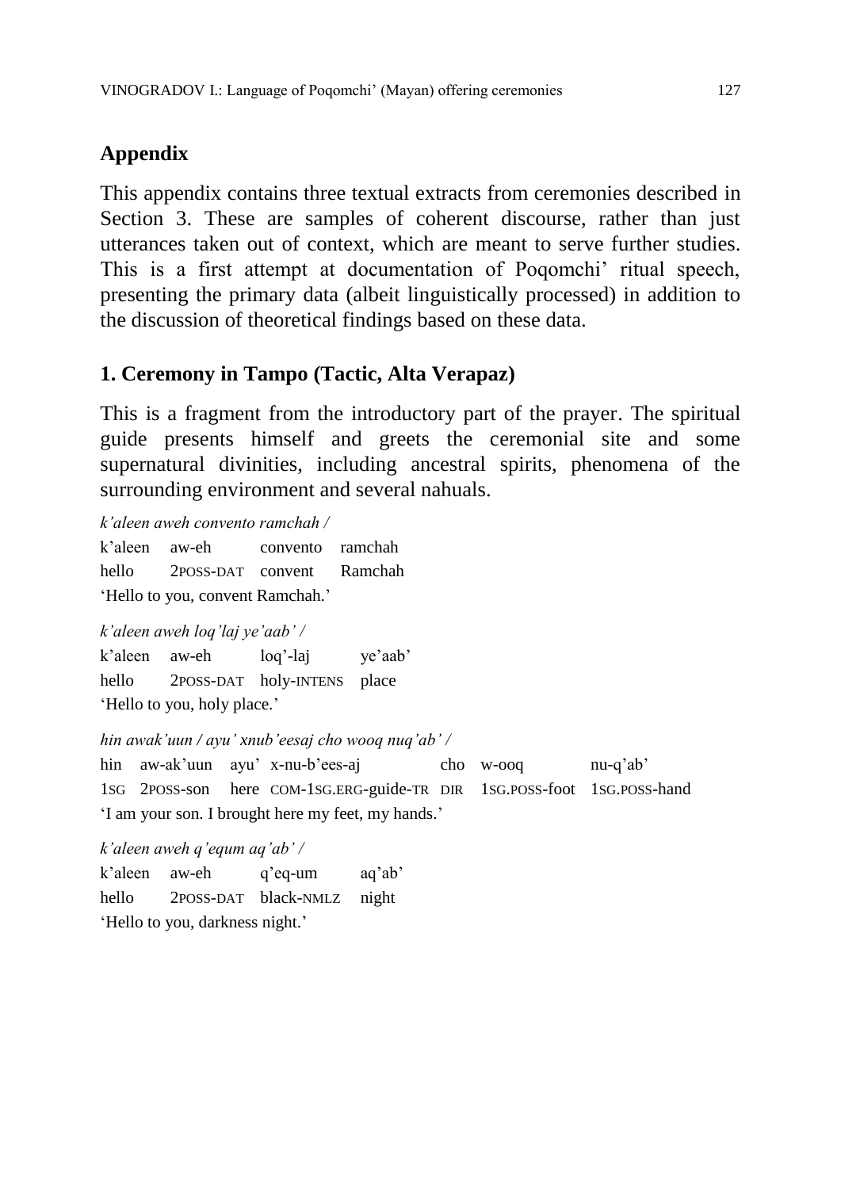## Appendix

This appendix contains three textual extracts from ceremonies described in Section 3. These are samples of coherent discourse, rather than just utterances taken out of context, which are meant to serve further studies. This is a first attempt at documentation of Poqomchi' ritual speech, presenting the primary data (albeit linguistically processed) in addition to the discussion of theoretical findings based on these data.

### 1. Ceremony in Tampo (Tactic, Alta Verapaz)

This is a fragment from the introductory part of the prayer. The spiritual guide presents himself and greets the ceremonial site and some supernatural divinities, including ancestral spirits, phenomena of the surrounding environment and several nahuals.

*k'aleen aweh convento ramchah /*

| k'aleen | aw-eh | convento | ramchah |
|---|---|---|---|
| hello | 2POSS-DAT | convent | Ramchah |

'Hello to you, convent Ramchah.'

*k'aleen aweh loq'laj ye'aab' /*

| k'aleen | aw-eh | loq'-laj | ye'aab' |
|---|---|---|---|
| hello | 2POSS-DAT | holy-INTENS | place |

'Hello to you, holy place.'

*hin awak'uun / ayu' xnub'eesaj cho wooq nuq'ab' /*

| hin | aw-ak'uun | ayu' | x-nu-b'ees-aj | cho | w-ooq | nu-q'ab' |
|---|---|---|---|---|---|---|
| 1SG | 2POSS-son | here | COM-1SG.ERG-guide-TR | DIR | 1SG.POSS-foot | 1SG.POSS-hand |

'I am your son. I brought here my feet, my hands.'

*k'aleen aweh q'equm aq'ab' /*

| k'aleen | aw-eh | q'eq-um | aq'ab' |
|---|---|---|---|
| hello | 2POSS-DAT | black-NMLZ | night |

'Hello to you, darkness night.'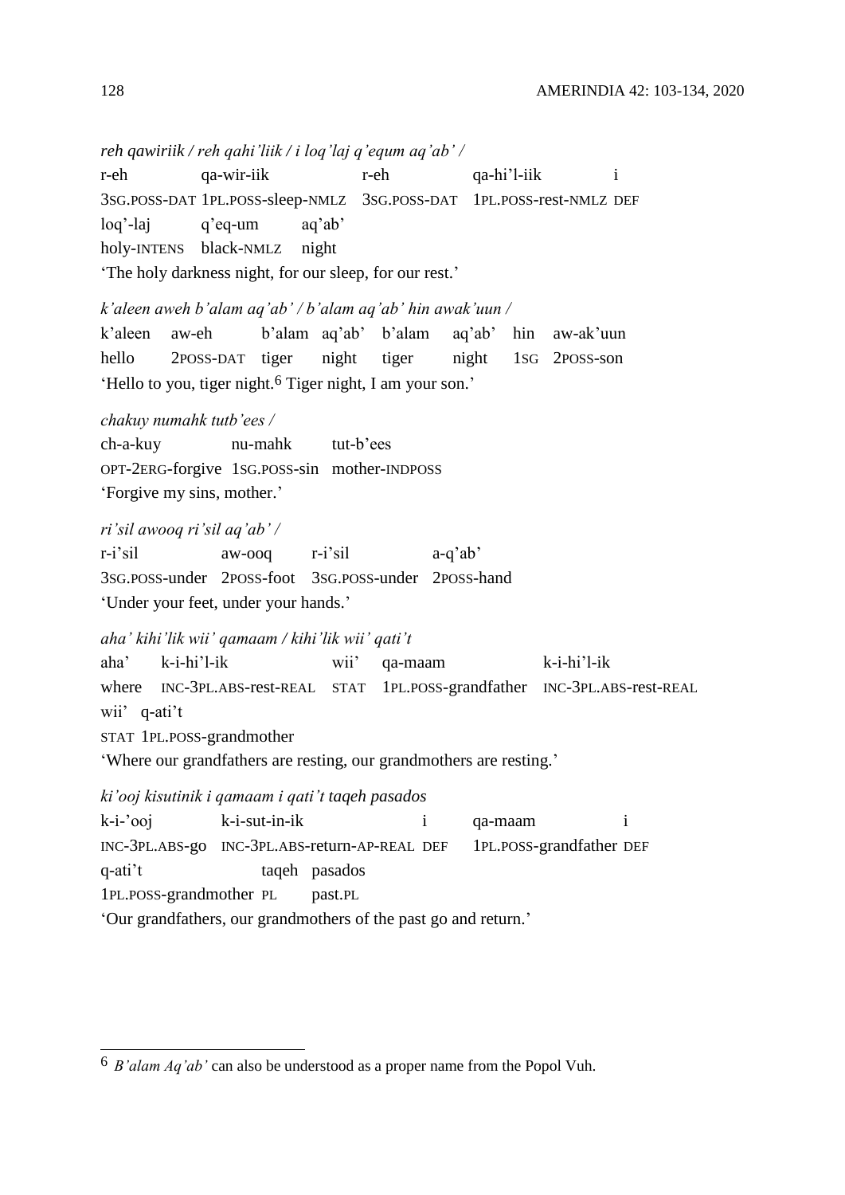*reh qawiriik / reh qahi'liik / i loq'laj q'equm aq'ab' /*

r-eh qa-wir-iik r-eh qa-hi'l-iik i

3SG.POSS-DAT 1PL.POSS-sleep-NMLZ 3SG.POSS-DAT 1PL.POSS-rest-NMLZ DEF

loq'-laj q'eq-um aq'ab'

holy-INTENS black-NMLZ night

'The holy darkness night, for our sleep, for our rest.'

*k'aleen aweh b'alam aq'ab' / b'alam aq'ab' hin awak'uun /*

k'aleen aw-eh b'alam aq'ab' b'alam aq'ab' hin aw-ak'uun

hello 2POSS-DAT tiger night tiger night 1SG 2POSS-son

'Hello to you, tiger night.[6] Tiger night, I am your son.'

*chakuy numahk tutb'ees /*

ch-a-kuy nu-mahk tut-b'ees

OPT-2ERG-forgive 1SG.POSS-sin mother-INDPOSS

'Forgive my sins, mother.'

*ri'sil awooq ri'sil aq'ab' /*

r-i'sil aw-ooq r-i'sil a-q'ab'

3SG.POSS-under 2POSS-foot 3SG.POSS-under 2POSS-hand

'Under your feet, under your hands.'

*aha' kihi'lik wii' qamaam / kihi'lik wii' qati't*

aha' k-i-hi'l-ik wii' qa-maam k-i-hi'l-ik

where INC-3PL.ABS-rest-REAL STAT 1PL.POSS-grandfather INC-3PL.ABS-rest-REAL

wii' q-ati't

STAT 1PL.POSS-grandmother

'Where our grandfathers are resting, our grandmothers are resting.'

*ki'ooj kisutinik i qamaam i qati't taqeh pasados*

k-i-'ooj k-i-sut-in-ik i qa-maam i

INC-3PL.ABS-go INC-3PL.ABS-return-AP-REAL DEF 1PL.POSS-grandfather DEF

q-ati't taqeh pasados

1PL.POSS-grandmother PL past.PL

'Our grandfathers, our grandmothers of the past go and return.'

---

[6] *B'alam Aq'ab'* can also be understood as a proper name from the Popol Vuh.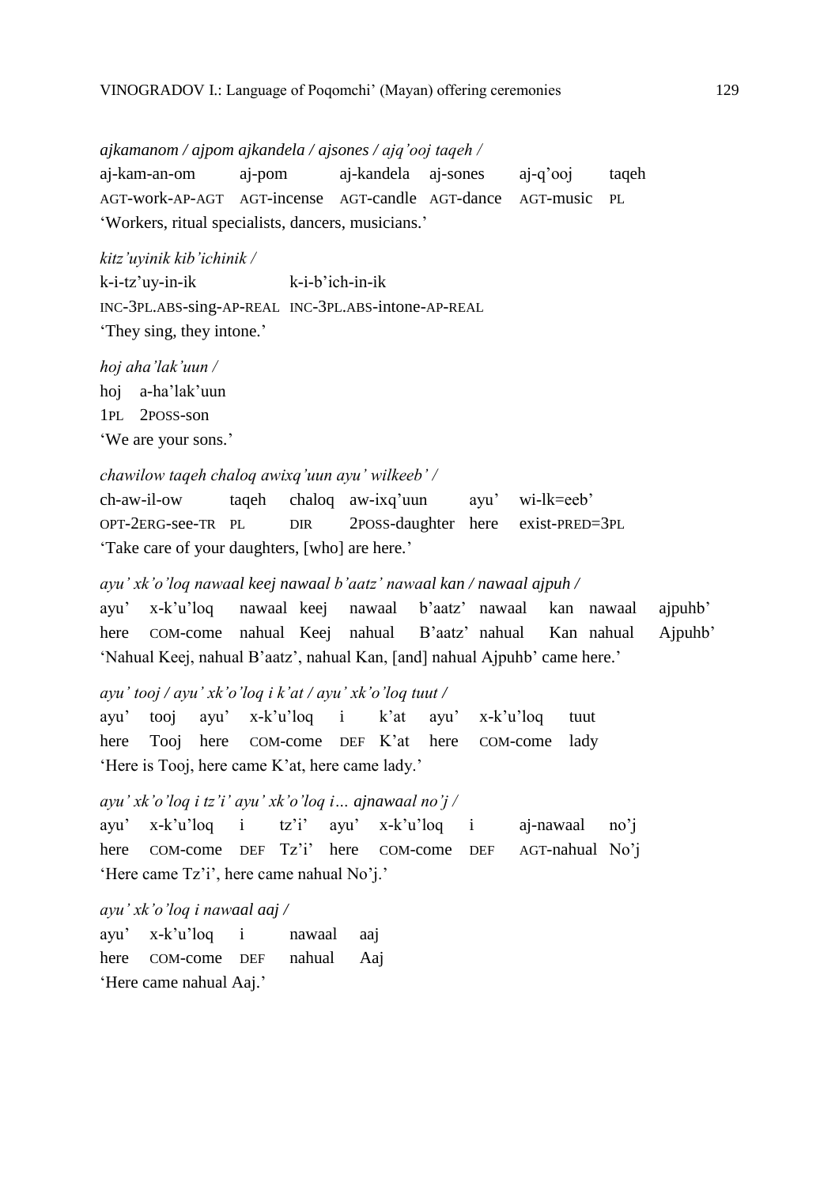*ajkamanom / ajpom ajkandela / ajsones / ajq'ooj taqeh /*

| aj-kam-an-om | aj-pom | aj-kandela | aj-sones | aj-q'ooj | taqeh |
|---|---|---|---|---|---|
| AGT-work-AP-AGT | AGT-incense | AGT-candle | AGT-dance | AGT-music | PL |

'Workers, ritual specialists, dancers, musicians.'

*kitz'uyinik kib'ichinik /*

| k-i-tz'uy-in-ik | k-i-b'ich-in-ik |
|---|---|
| INC-3PL.ABS-sing-AP-REAL | INC-3PL.ABS-intone-AP-REAL |

'They sing, they intone.'

*hoj aha'lak'uun /*

| hoj | a-ha'lak'uun |
|---|---|
| 1PL | 2POSS-son |

'We are your sons.'

*chawilow taqeh chaloq awixq'uun ayu' wilkeeb' /*

| ch-aw-il-ow | taqeh | chaloq | aw-ixq'uun | ayu' | wi-lk=eeb' |
|---|---|---|---|---|---|
| OPT-2ERG-see-TR | PL | DIR | 2POSS-daughter | here | exist-PRED=3PL |

'Take care of your daughters, [who] are here.'

*ayu' xk'o'loq nawaal keej nawaal b'aatz' nawaal kan / nawaal ajpuh /*

| ayu' | x-k'u'loq | nawaal | keej | nawaal | b'aatz' | nawaal | kan | nawaal | ajpuhb' |
|---|---|---|---|---|---|---|---|---|---|
| here | COM-come | nahual | Keej | nahual | B'aatz' | nahual | Kan | nahual | Ajpuhb' |

'Nahual Keej, nahual B'aatz', nahual Kan, [and] nahual Ajpuhb' came here.'

*ayu' tooj / ayu' xk'o'loq i k'at / ayu' xk'o'loq tuut /*

| ayu' | tooj | ayu' | x-k'u'loq | i | k'at | ayu' | x-k'u'loq | tuut |
|---|---|---|---|---|---|---|---|---|
| here | Tooj | here | COM-come | DEF | K'at | here | COM-come | lady |

'Here is Tooj, here came K'at, here came lady.'

*ayu' xk'o'loq i tz'i' ayu' xk'o'loq i… ajnawaal no'j /*

| ayu' | x-k'u'loq | i | tz'i' | ayu' | x-k'u'loq | i | aj-nawaal | no'j |
|---|---|---|---|---|---|---|---|---|
| here | COM-come | DEF | Tz'i' | here | COM-come | DEF | AGT-nahual | No'j |

'Here came Tz'i', here came nahual No'j.'

*ayu' xk'o'loq i nawaal aaj /*

| ayu' | x-k'u'loq | i | nawaal | aaj |
|---|---|---|---|---|
| here | COM-come | DEF | nahual | Aaj |

'Here came nahual Aaj.'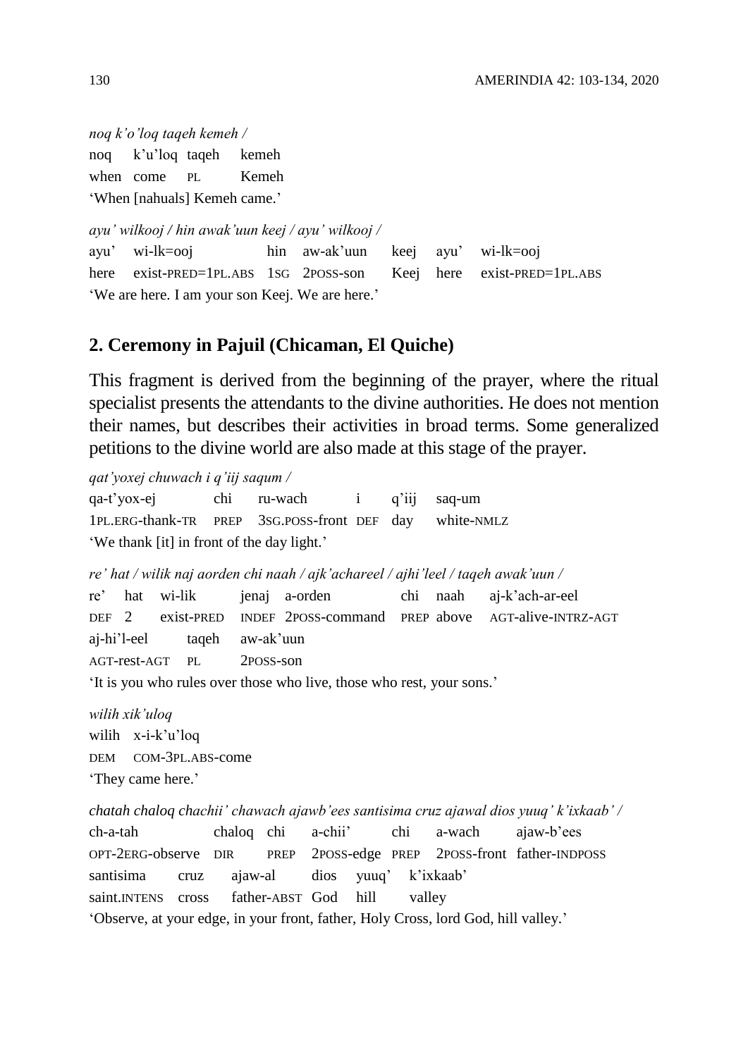*noq k'o'loq taqeh kemeh /*

| noq | k'u'loq | taqeh | kemeh |
|---|---|---|---|
| when | come | PL | Kemeh |

'When [nahuals] Kemeh came.'

*ayu' wilkooj / hin awak'uun keej / ayu' wilkooj /*

| ayu' | wi-lk=ooj | hin | aw-ak'uun | keej | ayu' | wi-lk=ooj |
|---|---|---|---|---|---|---|
| here | exist-PRED=1PL.ABS | 1SG | 2POSS-son | Keej | here | exist-PRED=1PL.ABS |

'We are here. I am your son Keej. We are here.'

## 2. Ceremony in Pajuil (Chicaman, El Quiche)

This fragment is derived from the beginning of the prayer, where the ritual specialist presents the attendants to the divine authorities. He does not mention their names, but describes their activities in broad terms. Some generalized petitions to the divine world are also made at this stage of the prayer.

*qat'yoxej chuwach i q'iij saqum /*

| qa-t'yox-ej | chi | ru-wach | i | q'iij | saq-um |
|---|---|---|---|---|---|
| 1PL.ERG-thank-TR | PREP | 3SG.POSS-front | DEF | day | white-NMLZ |

'We thank [it] in front of the day light.'

*re' hat / wilik naj aorden chi naah / ajk'achareel / ajhi'leel / taqeh awak'uun /*

| re' | hat | wi-lik | jenaj | a-orden | chi | naah | aj-k'ach-ar-eel |
|---|---|---|---|---|---|---|---|
| DEF | 2 | exist-PRED | INDEF | 2POSS-command | PREP | above | AGT-alive-INTRZ-AGT |
| aj-hi'l-eel | taqeh | aw-ak'uun | | | | | |
| AGT-rest-AGT | PL | 2POSS-son | | | | | |

'It is you who rules over those who live, those who rest, your sons.'

*wilih xik'uloq*

| wilih | x-i-k'u'loq |
|---|---|
| DEM | COM-3PL.ABS-come |

'They came here.'

*chatah chaloq chachii' chawach ajawb'ees santisima cruz ajawal dios yuuq' k'ixkaab' /*

| ch-a-tah | chaloq | chi | a-chii' | chi | a-wach | ajaw-b'ees |
|---|---|---|---|---|---|---|
| OPT-2ERG-observe | DIR | PREP | 2POSS-edge | PREP | 2POSS-front | father-INDPOSS |
| santisima | cruz | ajaw-al | dios | yuuq' | k'ixkaab' | |
| saint.INTENS | cross | father-ABST | God | hill | valley | |

'Observe, at your edge, in your front, father, Holy Cross, lord God, hill valley.'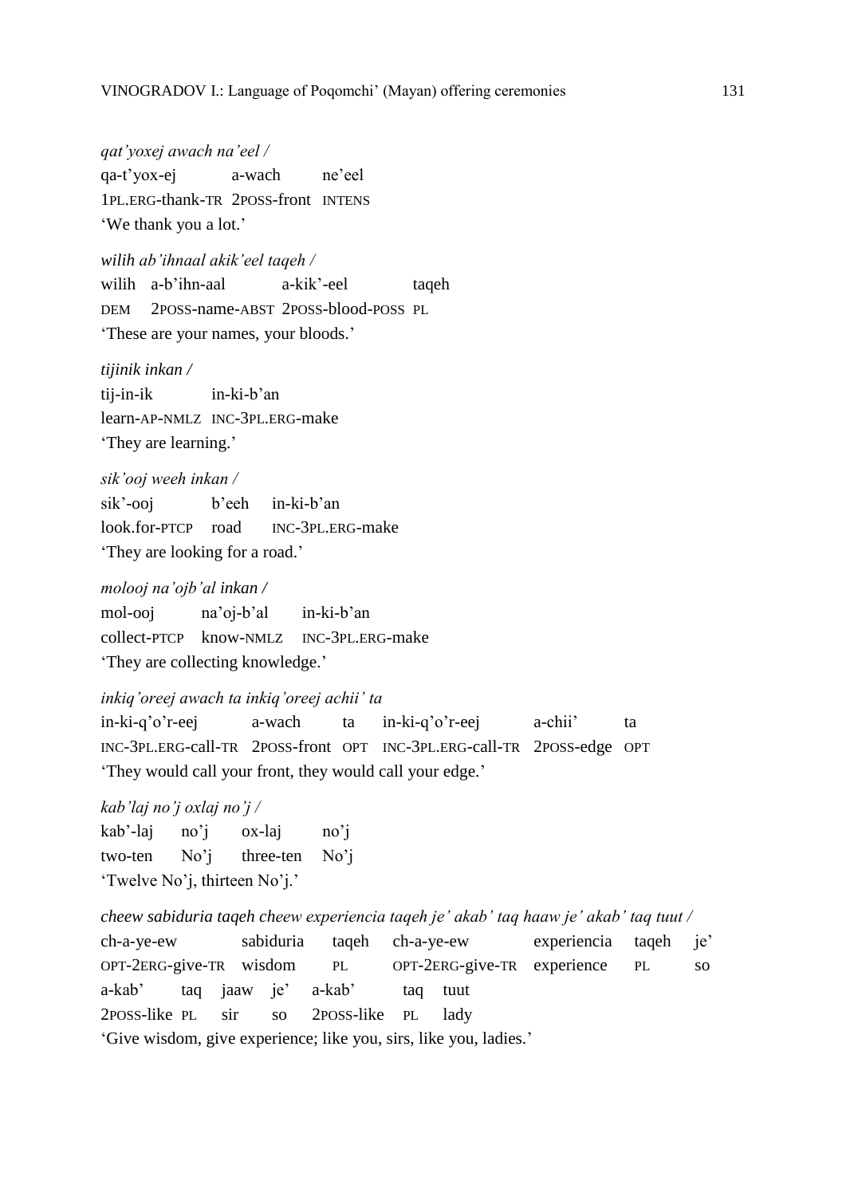*qat'yoxej awach na'eel /*
qa-t'yox-ej a-wach ne'eel
1PL.ERG-thank-TR 2POSS-front INTENS
'We thank you a lot.'

*wilih ab'ihnaal akik'eel taqeh /*
wilih a-b'ihn-aal a-kik'-eel taqeh
DEM 2POSS-name-ABST 2POSS-blood-POSS PL
'These are your names, your bloods.'

*tijinik inkan /*
tij-in-ik in-ki-b'an
learn-AP-NMLZ INC-3PL.ERG-make
'They are learning.'

*sik'ooj weeh inkan /*
sik'-ooj b'eeh in-ki-b'an
look.for-PTCP road INC-3PL.ERG-make
'They are looking for a road.'

*molooj na'ojb'al inkan /*
mol-ooj na'oj-b'al in-ki-b'an
collect-PTCP know-NMLZ INC-3PL.ERG-make
'They are collecting knowledge.'

*inkiq'oreej awach ta inkiq'oreej achii' ta*
in-ki-q'o'r-eej a-wach ta in-ki-q'o'r-eej a-chii' ta
INC-3PL.ERG-call-TR 2POSS-front OPT INC-3PL.ERG-call-TR 2POSS-edge OPT
'They would call your front, they would call your edge.'

*kab'laj no'j oxlaj no'j /*
kab'-laj no'j ox-laj no'j
two-ten No'j three-ten No'j
'Twelve No'j, thirteen No'j.'

*cheew sabiduria taqeh cheew experiencia taqeh je' akab' taq haaw je' akab' taq tuut /*
ch-a-ye-ew sabiduria taqeh ch-a-ye-ew experiencia taqeh je'
OPT-2ERG-give-TR wisdom PL OPT-2ERG-give-TR experience PL so
a-kab' taq jaaw je' a-kab' taq tuut
2POSS-like PL sir so 2POSS-like PL lady
'Give wisdom, give experience; like you, sirs, like you, ladies.'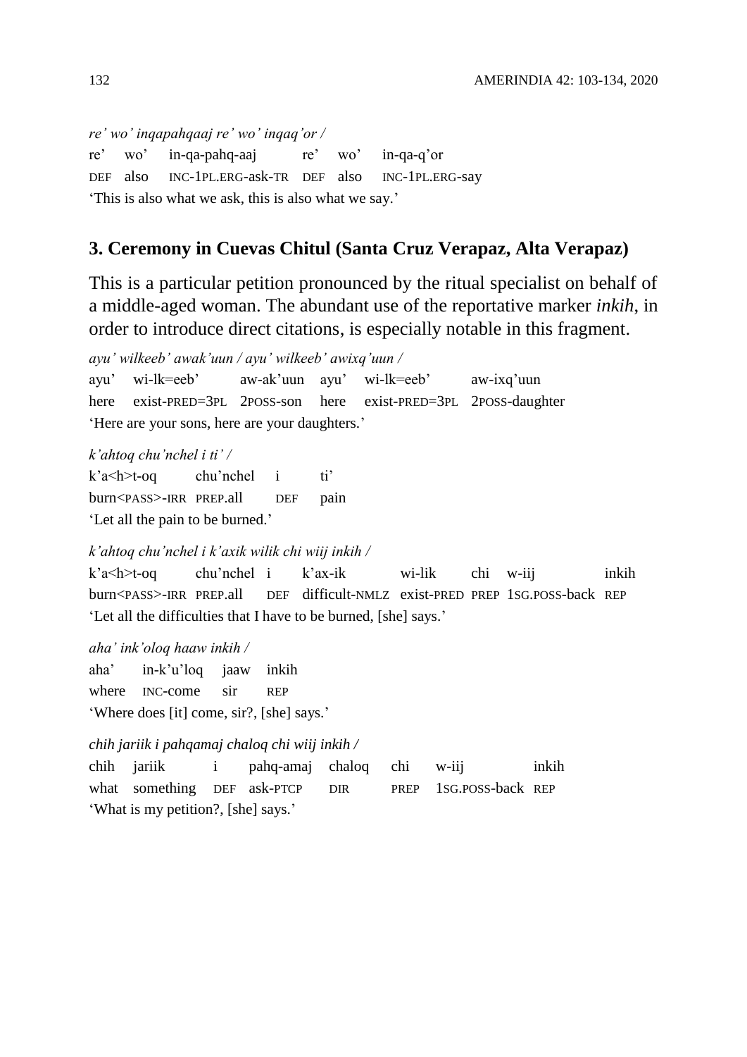*re' wo' inqapahqaaj re' wo' inqaq'or /*

re' wo' in-qa-pahq-aaj re' wo' in-qa-q'or
DEF also INC-1PL.ERG-ask-TR DEF also INC-1PL.ERG-say
'This is also what we ask, this is also what we say.'

## 3. Ceremony in Cuevas Chitul (Santa Cruz Verapaz, Alta Verapaz)

This is a particular petition pronounced by the ritual specialist on behalf of a middle-aged woman. The abundant use of the reportative marker *inkih*, in order to introduce direct citations, is especially notable in this fragment.

*ayu' wilkeeb' awak'uun / ayu' wilkeeb' awixq'uun /*

ayu' wi-lk=eeb' aw-ak'uun ayu' wi-lk=eeb' aw-ixq'uun
here exist-PRED=3PL 2POSS-son here exist-PRED=3PL 2POSS-daughter
'Here are your sons, here are your daughters.'

*k'ahtoq chu'nchel i ti' /*

k'a<h>t-oq chu'nchel i ti'
burn<PASS>-IRR PREP.all DEF pain
'Let all the pain to be burned.'

*k'ahtoq chu'nchel i k'axik wilik chi wiij inkih /*

k'a<h>t-oq chu'nchel i k'ax-ik wi-lik chi w-iij inkih
burn<PASS>-IRR PREP.all DEF difficult-NMLZ exist-PRED PREP 1SG.POSS-back REP
'Let all the difficulties that I have to be burned, [she] says.'

*aha' ink'oloq haaw inkih /*

aha' in-k'u'loq jaaw inkih
where INC-come sir REP
'Where does [it] come, sir?, [she] says.'

*chih jariik i pahqamaj chaloq chi wiij inkih /*

chih jariik i pahq-amaj chaloq chi w-iij inkih
what something DEF ask-PTCP DIR PREP 1SG.POSS-back REP
'What is my petition?, [she] says.'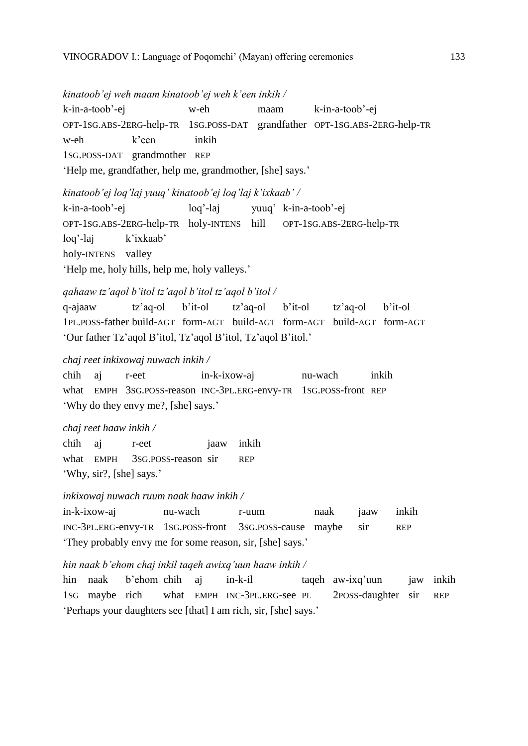*kinatoob'ej weh maam kinatoob'ej weh k'een inkih /*

k-in-a-toob'-ej w-eh maam k-in-a-toob'-ej
OPT-1SG.ABS-2ERG-help-TR 1SG.POSS-DAT grandfather OPT-1SG.ABS-2ERG-help-TR
w-eh k'een inkih
1SG.POSS-DAT grandmother REP
'Help me, grandfather, help me, grandmother, [she] says.'

*kinatoob'ej loq'laj yuuq' kinatoob'ej loq'laj k'ixkaab' /*

k-in-a-toob'-ej loq'-laj yuuq' k-in-a-toob'-ej
OPT-1SG.ABS-2ERG-help-TR holy-INTENS hill OPT-1SG.ABS-2ERG-help-TR
loq'-laj k'ixkaab'
holy-INTENS valley
'Help me, holy hills, help me, holy valleys.'

*qahaaw tz'aqol b'itol tz'aqol b'itol tz'aqol b'itol /*

q-ajaaw tz'aq-ol b'it-ol tz'aq-ol b'it-ol tz'aq-ol b'it-ol
1PL.POSS-father build-AGT form-AGT build-AGT form-AGT build-AGT form-AGT
'Our father Tz'aqol B'itol, Tz'aqol B'itol, Tz'aqol B'itol.'

*chaj reet inkixowaj nuwach inkih /*

chih aj r-eet in-k-ixow-aj nu-wach inkih
what EMPH 3SG.POSS-reason INC-3PL.ERG-envy-TR 1SG.POSS-front REP
'Why do they envy me?, [she] says.'

*chaj reet haaw inkih /*

chih aj r-eet jaaw inkih
what EMPH 3SG.POSS-reason sir REP
'Why, sir?, [she] says.'

*inkixowaj nuwach ruum naak haaw inkih /*

in-k-ixow-aj nu-wach r-uum naak jaaw inkih
INC-3PL.ERG-envy-TR 1SG.POSS-front 3SG.POSS-cause maybe sir REP
'They probably envy me for some reason, sir, [she] says.'

*hin naak b'ehom chaj inkil taqeh awixq'uun haaw inkih /*

hin naak b'ehom chih aj in-k-il taqeh aw-ixq'uun jaw inkih
1SG maybe rich what EMPH INC-3PL.ERG-see PL 2POSS-daughter sir REP
'Perhaps your daughters see [that] I am rich, sir, [she] says.'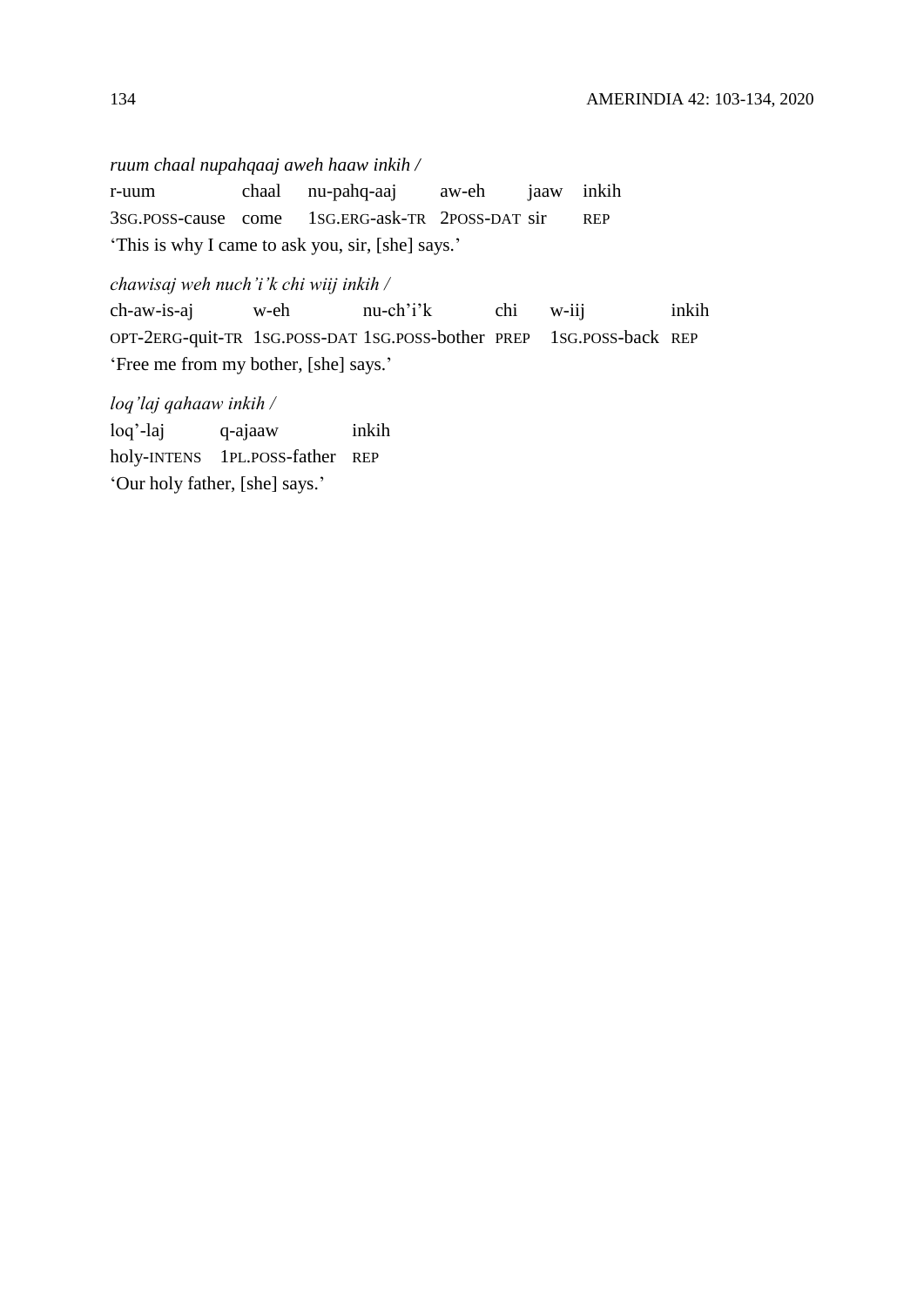*ruum chaal nupahqaaj aweh haaw inkih /*

| | | | | | |
|---|---|---|---|---|---|
| r-uum | chaal | nu-pahq-aaj | aw-eh | jaaw | inkih |
| 3SG.POSS-cause | come | 1SG.ERG-ask-TR | 2POSS-DAT | sir | REP |

'This is why I came to ask you, sir, [she] says.'

*chawisaj weh nuch'i'k chi wiij inkih /*

| | | | | | |
|---|---|---|---|---|---|
| ch-aw-is-aj | w-eh | nu-ch'i'k | chi | w-iij | inkih |
| OPT-2ERG-quit-TR | 1SG.POSS-DAT | 1SG.POSS-bother | PREP | 1SG.POSS-back | REP |

'Free me from my bother, [she] says.'

*loq'laj qahaaw inkih /*

| | | |
|---|---|---|
| loq'-laj | q-ajaaw | inkih |
| holy-INTENS | 1PL.POSS-father | REP |

'Our holy father, [she] says.'